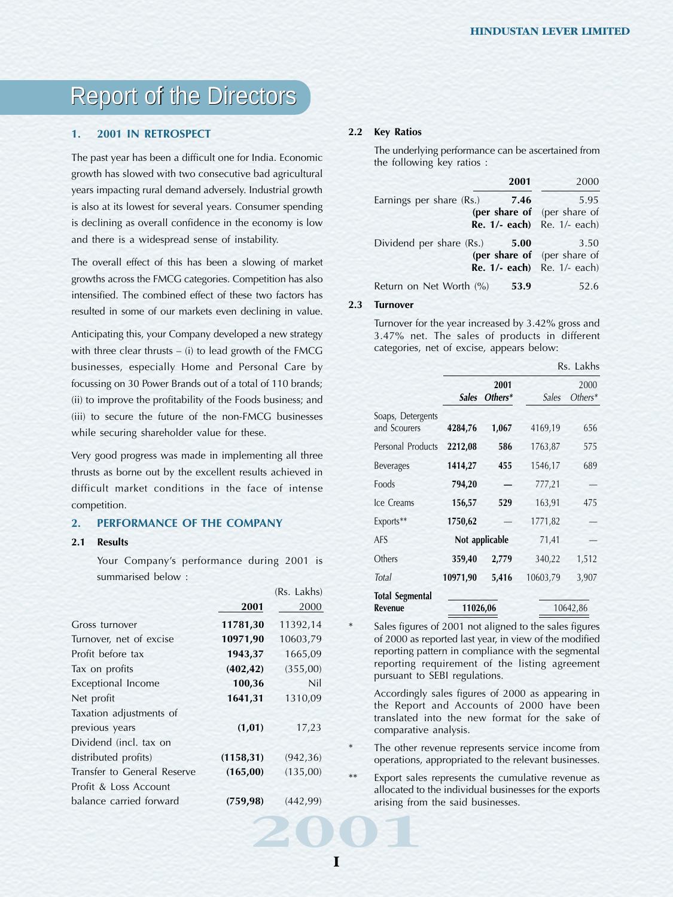# Report of the Directors

## 1. 2001 IN RETROSPECT

The past year has been a difficult one for India. Economic growth has slowed with two consecutive bad agricultural years impacting rural demand adversely. Industrial growth is also at its lowest for several years. Consumer spending is declining as overall confidence in the economy is low and there is a widespread sense of instability.

The overall effect of this has been a slowing of market growths across the FMCG categories. Competition has also intensified. The combined effect of these two factors has resulted in some of our markets even declining in value.

Anticipating this, your Company developed a new strategy with three clear thrusts – (i) to lead growth of the FMCG businesses, especially Home and Personal Care by focussing on 30 Power Brands out of a total of 110 brands; (ii) to improve the profitability of the Foods business; and (iii) to secure the future of the non-FMCG businesses while securing shareholder value for these.

Very good progress was made in implementing all three thrusts as borne out by the excellent results achieved in difficult market conditions in the face of intense competition.

## 2. PERFORMANCE OF THE COMPANY

### 2.1 Results

Your Company's performance during 2001 is summarised below :

(Rs. Lakhs)

| | **2001** | 2000 |
|---|---|---|
| Gross turnover | **11781,30** | 11392,14 |
| Turnover, net of excise | **10971,90** | 10603,79 |
| Profit before tax | **1943,37** | 1665,09 |
| Tax on profits | **(402,42)** | (355,00) |
| Exceptional Income | **100,36** | Nil |
| Net profit | **1641,31** | 1310,09 |
| Taxation adjustments of previous years | **(1,01)** | 17,23 |
| Dividend (incl. tax on distributed profits) | **(1158,31)** | (942,36) |
| Transfer to General Reserve | **(165,00)** | (135,00) |
| Profit & Loss Account balance carried forward | **(759,98)** | (442,99) |

### 2.2 Key Ratios

The underlying performance can be ascertained from the following key ratios :

| | **2001** | 2000 |
|---|---|---|
| Earnings per share (Rs.) | **7.46 (per share of Re. 1/- each)** | 5.95 (per share of Re. 1/- each) |
| Dividend per share (Rs.) | **5.00 (per share of Re. 1/- each)** | 3.50 (per share of Re. 1/- each) |
| Return on Net Worth (%) | **53.9** | 52.6 |

### 2.3 Turnover

Turnover for the year increased by 3.42% gross and 3.47% net. The sales of products in different categories, net of excise, appears below:

Rs. Lakhs

| | **2001** | | 2000 | |
|---|---|---|---|---|
| | ***Sales*** | ***Others**** | *Sales* | *Others** |
| Soaps, Detergents and Scourers | **4284,76** | **1,067** | 4169,19 | 656 |
| Personal Products | **2212,08** | **586** | 1763,87 | 575 |
| Beverages | **1414,27** | **455** | 1546,17 | 689 |
| Foods | **794,20** | **—** | 777,21 | — |
| Ice Creams | **156,57** | **529** | 163,91 | 475 |
| Exports** | **1750,62** | — | 1771,82 | — |
| AFS | **Not applicable** | | 71,41 | — |
| Others | **359,40** | **2,779** | 340,22 | 1,512 |
| *Total* | **10971,90** | **5,416** | 10603,79 | 3,907 |
| **Total Segmental Revenue** | **11026,06** | | 10642,86 | |

\* Sales figures of 2001 not aligned to the sales figures of 2000 as reported last year, in view of the modified reporting pattern in compliance with the segmental reporting requirement of the listing agreement pursuant to SEBI regulations.

Accordingly sales figures of 2000 as appearing in the Report and Accounts of 2000 have been translated into the new format for the sake of comparative analysis.

\* The other revenue represents service income from operations, appropriated to the relevant businesses.

** Export sales represents the cumulative revenue as allocated to the individual businesses for the exports arising from the said businesses.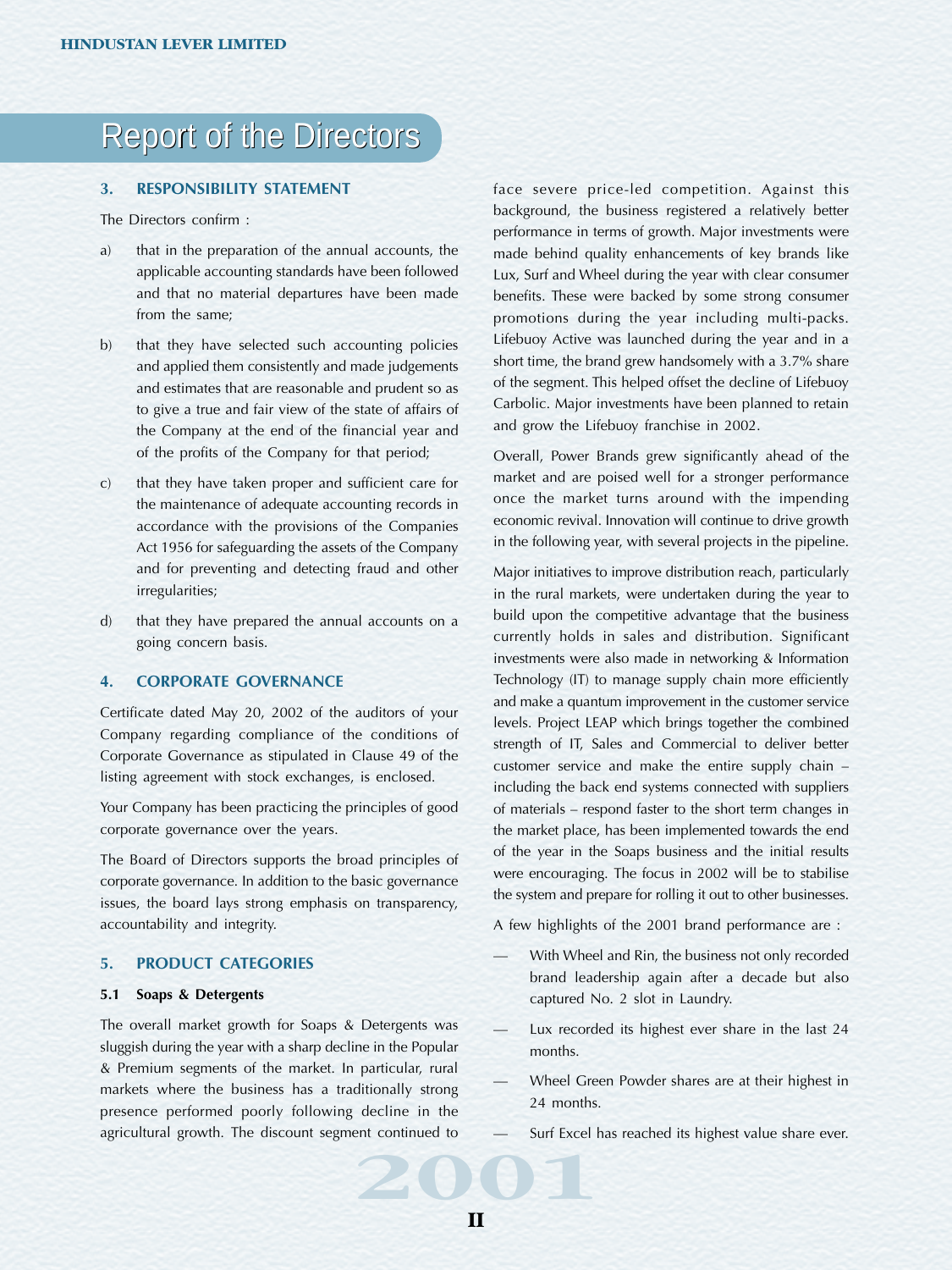# Report of the Directors

### 3. RESPONSIBILITY STATEMENT

The Directors confirm :

a) that in the preparation of the annual accounts, the applicable accounting standards have been followed and that no material departures have been made from the same;

b) that they have selected such accounting policies and applied them consistently and made judgements and estimates that are reasonable and prudent so as to give a true and fair view of the state of affairs of the Company at the end of the financial year and of the profits of the Company for that period;

c) that they have taken proper and sufficient care for the maintenance of adequate accounting records in accordance with the provisions of the Companies Act 1956 for safeguarding the assets of the Company and for preventing and detecting fraud and other irregularities;

d) that they have prepared the annual accounts on a going concern basis.

### 4. CORPORATE GOVERNANCE

Certificate dated May 20, 2002 of the auditors of your Company regarding compliance of the conditions of Corporate Governance as stipulated in Clause 49 of the listing agreement with stock exchanges, is enclosed.

Your Company has been practicing the principles of good corporate governance over the years.

The Board of Directors supports the broad principles of corporate governance. In addition to the basic governance issues, the board lays strong emphasis on transparency, accountability and integrity.

### 5. PRODUCT CATEGORIES

#### 5.1 Soaps & Detergents

The overall market growth for Soaps & Detergents was sluggish during the year with a sharp decline in the Popular & Premium segments of the market. In particular, rural markets where the business has a traditionally strong presence performed poorly following decline in the agricultural growth. The discount segment continued to face severe price-led competition. Against this background, the business registered a relatively better performance in terms of growth. Major investments were made behind quality enhancements of key brands like Lux, Surf and Wheel during the year with clear consumer benefits. These were backed by some strong consumer promotions during the year including multi-packs. Lifebuoy Active was launched during the year and in a short time, the brand grew handsomely with a 3.7% share of the segment. This helped offset the decline of Lifebuoy Carbolic. Major investments have been planned to retain and grow the Lifebuoy franchise in 2002.

Overall, Power Brands grew significantly ahead of the market and are poised well for a stronger performance once the market turns around with the impending economic revival. Innovation will continue to drive growth in the following year, with several projects in the pipeline.

Major initiatives to improve distribution reach, particularly in the rural markets, were undertaken during the year to build upon the competitive advantage that the business currently holds in sales and distribution. Significant investments were also made in networking & Information Technology (IT) to manage supply chain more efficiently and make a quantum improvement in the customer service levels. Project LEAP which brings together the combined strength of IT, Sales and Commercial to deliver better customer service and make the entire supply chain – including the back end systems connected with suppliers of materials – respond faster to the short term changes in the market place, has been implemented towards the end of the year in the Soaps business and the initial results were encouraging. The focus in 2002 will be to stabilise the system and prepare for rolling it out to other businesses.

A few highlights of the 2001 brand performance are :

- With Wheel and Rin, the business not only recorded brand leadership again after a decade but also captured No. 2 slot in Laundry.
- Lux recorded its highest ever share in the last 24 months.
- Wheel Green Powder shares are at their highest in 24 months.
- Surf Excel has reached its highest value share ever.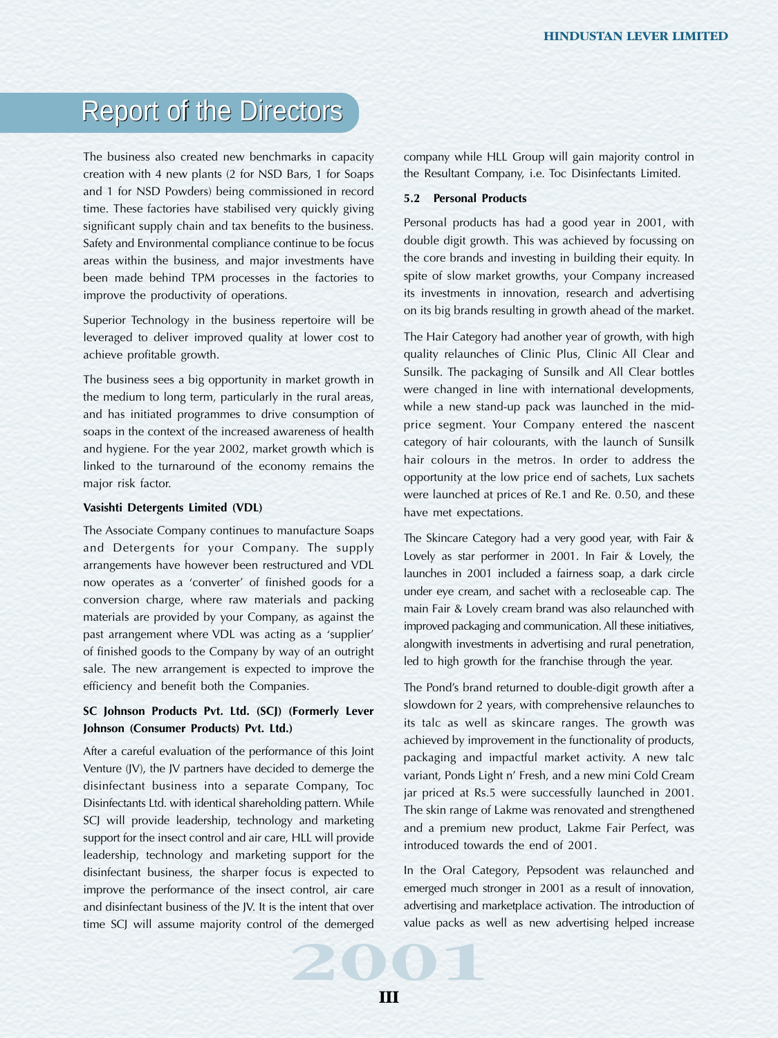# Report of the Directors

The business also created new benchmarks in capacity creation with 4 new plants (2 for NSD Bars, 1 for Soaps and 1 for NSD Powders) being commissioned in record time. These factories have stabilised very quickly giving significant supply chain and tax benefits to the business. Safety and Environmental compliance continue to be focus areas within the business, and major investments have been made behind TPM processes in the factories to improve the productivity of operations.

Superior Technology in the business repertoire will be leveraged to deliver improved quality at lower cost to achieve profitable growth.

The business sees a big opportunity in market growth in the medium to long term, particularly in the rural areas, and has initiated programmes to drive consumption of soaps in the context of the increased awareness of health and hygiene. For the year 2002, market growth which is linked to the turnaround of the economy remains the major risk factor.

**Vasishti Detergents Limited (VDL)**

The Associate Company continues to manufacture Soaps and Detergents for your Company. The supply arrangements have however been restructured and VDL now operates as a 'converter' of finished goods for a conversion charge, where raw materials and packing materials are provided by your Company, as against the past arrangement where VDL was acting as a 'supplier' of finished goods to the Company by way of an outright sale. The new arrangement is expected to improve the efficiency and benefit both the Companies.

**SC Johnson Products Pvt. Ltd. (SCJ) (Formerly Lever Johnson (Consumer Products) Pvt. Ltd.)**

After a careful evaluation of the performance of this Joint Venture (JV), the JV partners have decided to demerge the disinfectant business into a separate Company, Toc Disinfectants Ltd. with identical shareholding pattern. While SCJ will provide leadership, technology and marketing support for the insect control and air care, HLL will provide leadership, technology and marketing support for the disinfectant business, the sharper focus is expected to improve the performance of the insect control, air care and disinfectant business of the JV. It is the intent that over time SCJ will assume majority control of the demerged company while HLL Group will gain majority control in the Resultant Company, i.e. Toc Disinfectants Limited.

**5.2 Personal Products**

Personal products has had a good year in 2001, with double digit growth. This was achieved by focussing on the core brands and investing in building their equity. In spite of slow market growths, your Company increased its investments in innovation, research and advertising on its big brands resulting in growth ahead of the market.

The Hair Category had another year of growth, with high quality relaunches of Clinic Plus, Clinic All Clear and Sunsilk. The packaging of Sunsilk and All Clear bottles were changed in line with international developments, while a new stand-up pack was launched in the mid-price segment. Your Company entered the nascent category of hair colourants, with the launch of Sunsilk hair colours in the metros. In order to address the opportunity at the low price end of sachets, Lux sachets were launched at prices of Re.1 and Re. 0.50, and these have met expectations.

The Skincare Category had a very good year, with Fair & Lovely as star performer in 2001. In Fair & Lovely, the launches in 2001 included a fairness soap, a dark circle under eye cream, and sachet with a recloseable cap. The main Fair & Lovely cream brand was also relaunched with improved packaging and communication. All these initiatives, alongwith investments in advertising and rural penetration, led to high growth for the franchise through the year.

The Pond's brand returned to double-digit growth after a slowdown for 2 years, with comprehensive relaunches to its talc as well as skincare ranges. The growth was achieved by improvement in the functionality of products, packaging and impactful market activity. A new talc variant, Ponds Light n' Fresh, and a new mini Cold Cream jar priced at Rs.5 were successfully launched in 2001. The skin range of Lakme was renovated and strengthened and a premium new product, Lakme Fair Perfect, was introduced towards the end of 2001.

In the Oral Category, Pepsodent was relaunched and emerged much stronger in 2001 as a result of innovation, advertising and marketplace activation. The introduction of value packs as well as new advertising helped increase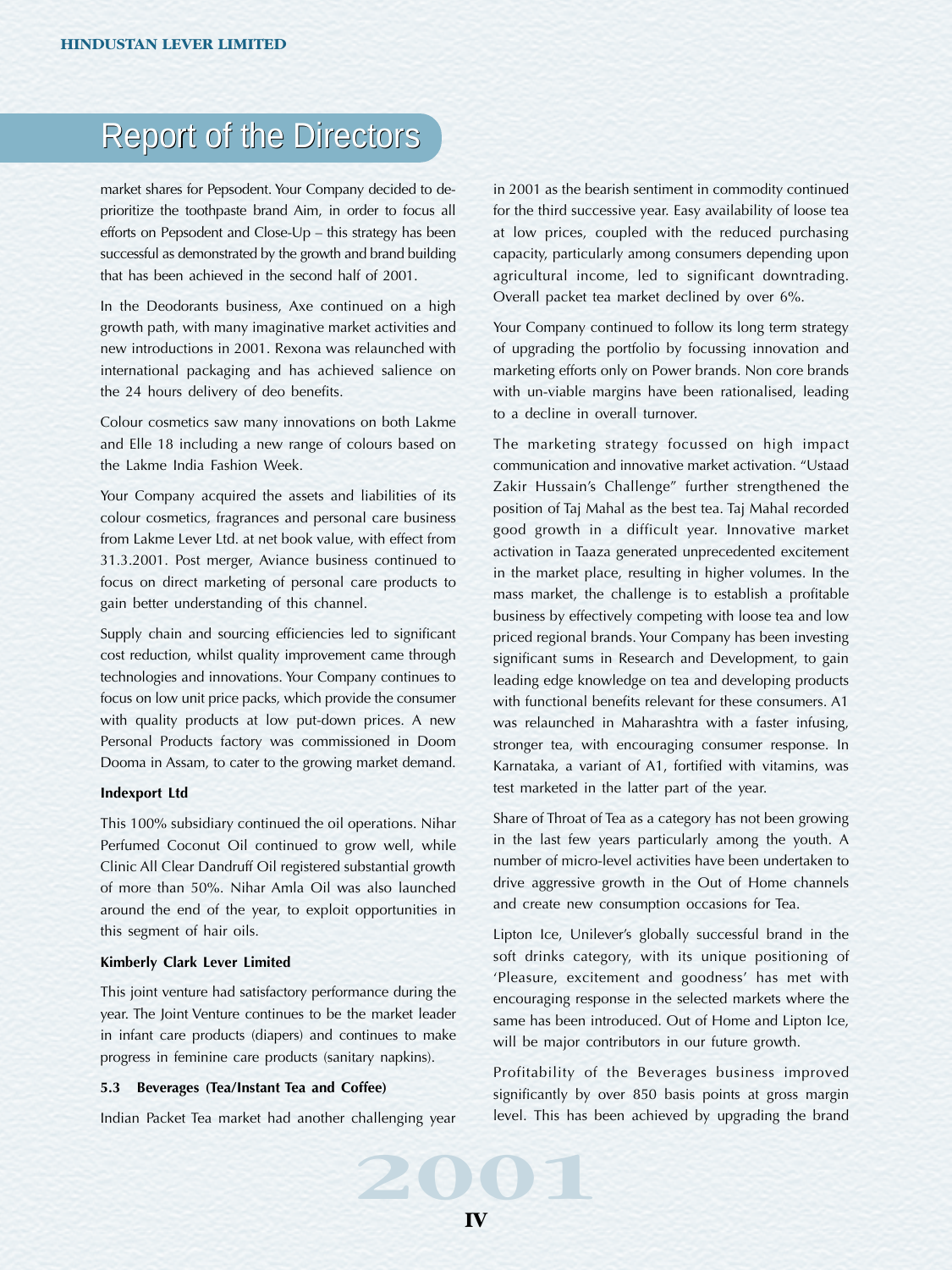# Report of the Directors

market shares for Pepsodent. Your Company decided to de-prioritize the toothpaste brand Aim, in order to focus all efforts on Pepsodent and Close-Up – this strategy has been successful as demonstrated by the growth and brand building that has been achieved in the second half of 2001.

In the Deodorants business, Axe continued on a high growth path, with many imaginative market activities and new introductions in 2001. Rexona was relaunched with international packaging and has achieved salience on the 24 hours delivery of deo benefits.

Colour cosmetics saw many innovations on both Lakme and Elle 18 including a new range of colours based on the Lakme India Fashion Week.

Your Company acquired the assets and liabilities of its colour cosmetics, fragrances and personal care business from Lakme Lever Ltd. at net book value, with effect from 31.3.2001. Post merger, Aviance business continued to focus on direct marketing of personal care products to gain better understanding of this channel.

Supply chain and sourcing efficiencies led to significant cost reduction, whilst quality improvement came through technologies and innovations. Your Company continues to focus on low unit price packs, which provide the consumer with quality products at low put-down prices. A new Personal Products factory was commissioned in Doom Dooma in Assam, to cater to the growing market demand.

**Indexport Ltd**

This 100% subsidiary continued the oil operations. Nihar Perfumed Coconut Oil continued to grow well, while Clinic All Clear Dandruff Oil registered substantial growth of more than 50%. Nihar Amla Oil was also launched around the end of the year, to exploit opportunities in this segment of hair oils.

**Kimberly Clark Lever Limited**

This joint venture had satisfactory performance during the year. The Joint Venture continues to be the market leader in infant care products (diapers) and continues to make progress in feminine care products (sanitary napkins).

### 5.3 Beverages (Tea/Instant Tea and Coffee)

Indian Packet Tea market had another challenging year in 2001 as the bearish sentiment in commodity continued for the third successive year. Easy availability of loose tea at low prices, coupled with the reduced purchasing capacity, particularly among consumers depending upon agricultural income, led to significant downtrading. Overall packet tea market declined by over 6%.

Your Company continued to follow its long term strategy of upgrading the portfolio by focussing innovation and marketing efforts only on Power brands. Non core brands with un-viable margins have been rationalised, leading to a decline in overall turnover.

The marketing strategy focussed on high impact communication and innovative market activation. "Ustaad Zakir Hussain's Challenge" further strengthened the position of Taj Mahal as the best tea. Taj Mahal recorded good growth in a difficult year. Innovative market activation in Taaza generated unprecedented excitement in the market place, resulting in higher volumes. In the mass market, the challenge is to establish a profitable business by effectively competing with loose tea and low priced regional brands. Your Company has been investing significant sums in Research and Development, to gain leading edge knowledge on tea and developing products with functional benefits relevant for these consumers. A1 was relaunched in Maharashtra with a faster infusing, stronger tea, with encouraging consumer response. In Karnataka, a variant of A1, fortified with vitamins, was test marketed in the latter part of the year.

Share of Throat of Tea as a category has not been growing in the last few years particularly among the youth. A number of micro-level activities have been undertaken to drive aggressive growth in the Out of Home channels and create new consumption occasions for Tea.

Lipton Ice, Unilever's globally successful brand in the soft drinks category, with its unique positioning of 'Pleasure, excitement and goodness' has met with encouraging response in the selected markets where the same has been introduced. Out of Home and Lipton Ice, will be major contributors in our future growth.

Profitability of the Beverages business improved significantly by over 850 basis points at gross margin level. This has been achieved by upgrading the brand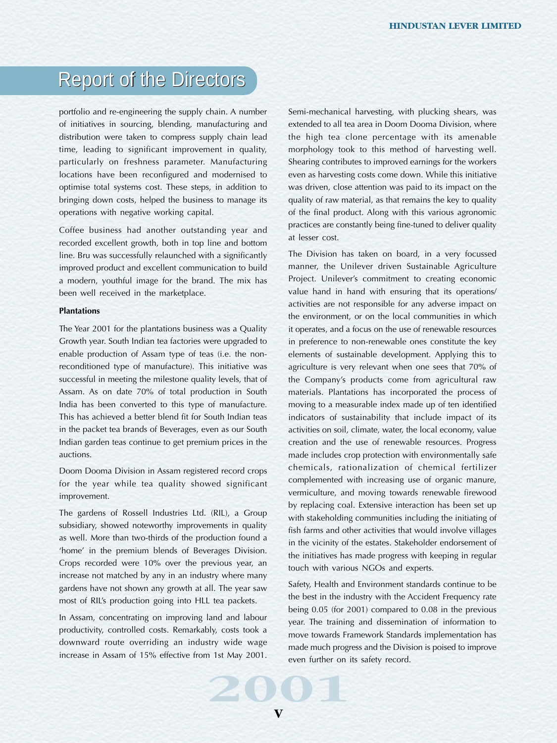# Report of the Directors

portfolio and re-engineering the supply chain. A number of initiatives in sourcing, blending, manufacturing and distribution were taken to compress supply chain lead time, leading to significant improvement in quality, particularly on freshness parameter. Manufacturing locations have been reconfigured and modernised to optimise total systems cost. These steps, in addition to bringing down costs, helped the business to manage its operations with negative working capital.

Coffee business had another outstanding year and recorded excellent growth, both in top line and bottom line. Bru was successfully relaunched with a significantly improved product and excellent communication to build a modern, youthful image for the brand. The mix has been well received in the marketplace.

**Plantations**

The Year 2001 for the plantations business was a Quality Growth year. South Indian tea factories were upgraded to enable production of Assam type of teas (i.e. the non-reconditioned type of manufacture). This initiative was successful in meeting the milestone quality levels, that of Assam. As on date 70% of total production in South India has been converted to this type of manufacture. This has achieved a better blend fit for South Indian teas in the packet tea brands of Beverages, even as our South Indian garden teas continue to get premium prices in the auctions.

Doom Dooma Division in Assam registered record crops for the year while tea quality showed significant improvement.

The gardens of Rossell Industries Ltd. (RIL), a Group subsidiary, showed noteworthy improvements in quality as well. More than two-thirds of the production found a 'home' in the premium blends of Beverages Division. Crops recorded were 10% over the previous year, an increase not matched by any in an industry where many gardens have not shown any growth at all. The year saw most of RIL's production going into HLL tea packets.

In Assam, concentrating on improving land and labour productivity, controlled costs. Remarkably, costs took a downward route overriding an industry wide wage increase in Assam of 15% effective from 1st May 2001. Semi-mechanical harvesting, with plucking shears, was extended to all tea area in Doom Dooma Division, where the high tea clone percentage with its amenable morphology took to this method of harvesting well. Shearing contributes to improved earnings for the workers even as harvesting costs come down. While this initiative was driven, close attention was paid to its impact on the quality of raw material, as that remains the key to quality of the final product. Along with this various agronomic practices are constantly being fine-tuned to deliver quality at lesser cost.

The Division has taken on board, in a very focussed manner, the Unilever driven Sustainable Agriculture Project. Unilever's commitment to creating economic value hand in hand with ensuring that its operations/ activities are not responsible for any adverse impact on the environment, or on the local communities in which it operates, and a focus on the use of renewable resources in preference to non-renewable ones constitute the key elements of sustainable development. Applying this to agriculture is very relevant when one sees that 70% of the Company's products come from agricultural raw materials. Plantations has incorporated the process of moving to a measurable index made up of ten identified indicators of sustainability that include impact of its activities on soil, climate, water, the local economy, value creation and the use of renewable resources. Progress made includes crop protection with environmentally safe chemicals, rationalization of chemical fertilizer complemented with increasing use of organic manure, vermiculture, and moving towards renewable firewood by replacing coal. Extensive interaction has been set up with stakeholding communities including the initiating of fish farms and other activities that would involve villages in the vicinity of the estates. Stakeholder endorsement of the initiatives has made progress with keeping in regular touch with various NGOs and experts.

Safety, Health and Environment standards continue to be the best in the industry with the Accident Frequency rate being 0.05 (for 2001) compared to 0.08 in the previous year. The training and dissemination of information to move towards Framework Standards implementation has made much progress and the Division is poised to improve even further on its safety record.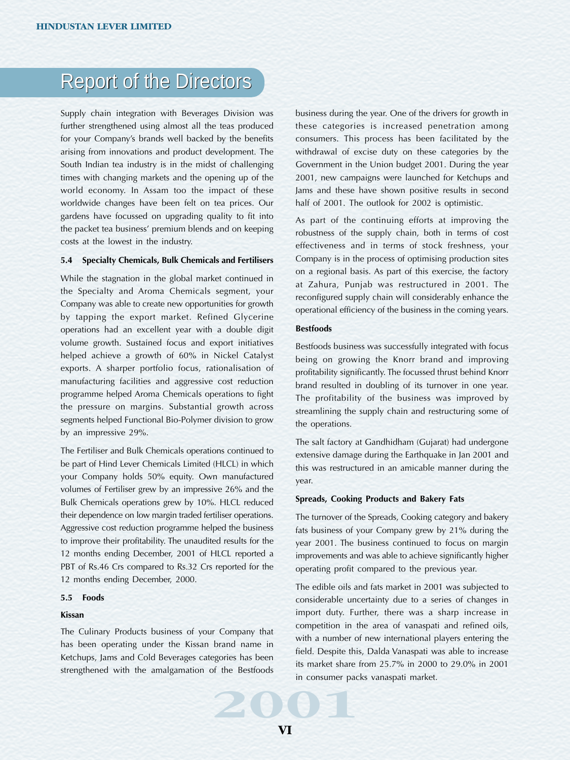# Report of the Directors

Supply chain integration with Beverages Division was further strengthened using almost all the teas produced for your Company's brands well backed by the benefits arising from innovations and product development. The South Indian tea industry is in the midst of challenging times with changing markets and the opening up of the world economy. In Assam too the impact of these worldwide changes have been felt on tea prices. Our gardens have focussed on upgrading quality to fit into the packet tea business' premium blends and on keeping costs at the lowest in the industry.

#### 5.4 Specialty Chemicals, Bulk Chemicals and Fertilisers

While the stagnation in the global market continued in the Specialty and Aroma Chemicals segment, your Company was able to create new opportunities for growth by tapping the export market. Refined Glycerine operations had an excellent year with a double digit volume growth. Sustained focus and export initiatives helped achieve a growth of 60% in Nickel Catalyst exports. A sharper portfolio focus, rationalisation of manufacturing facilities and aggressive cost reduction programme helped Aroma Chemicals operations to fight the pressure on margins. Substantial growth across segments helped Functional Bio-Polymer division to grow by an impressive 29%.

The Fertiliser and Bulk Chemicals operations continued to be part of Hind Lever Chemicals Limited (HLCL) in which your Company holds 50% equity. Own manufactured volumes of Fertiliser grew by an impressive 26% and the Bulk Chemicals operations grew by 10%. HLCL reduced their dependence on low margin traded fertiliser operations. Aggressive cost reduction programme helped the business to improve their profitability. The unaudited results for the 12 months ending December, 2001 of HLCL reported a PBT of Rs.46 Crs compared to Rs.32 Crs reported for the 12 months ending December, 2000.

#### 5.5 Foods

**Kissan**

The Culinary Products business of your Company that has been operating under the Kissan brand name in Ketchups, Jams and Cold Beverages categories has been strengthened with the amalgamation of the Bestfoods business during the year. One of the drivers for growth in these categories is increased penetration among consumers. This process has been facilitated by the withdrawal of excise duty on these categories by the Government in the Union budget 2001. During the year 2001, new campaigns were launched for Ketchups and Jams and these have shown positive results in second half of 2001. The outlook for 2002 is optimistic.

As part of the continuing efforts at improving the robustness of the supply chain, both in terms of cost effectiveness and in terms of stock freshness, your Company is in the process of optimising production sites on a regional basis. As part of this exercise, the factory at Zahura, Punjab was restructured in 2001. The reconfigured supply chain will considerably enhance the operational efficiency of the business in the coming years.

**Bestfoods**

Bestfoods business was successfully integrated with focus being on growing the Knorr brand and improving profitability significantly. The focussed thrust behind Knorr brand resulted in doubling of its turnover in one year. The profitability of the business was improved by streamlining the supply chain and restructuring some of the operations.

The salt factory at Gandhidham (Gujarat) had undergone extensive damage during the Earthquake in Jan 2001 and this was restructured in an amicable manner during the year.

**Spreads, Cooking Products and Bakery Fats**

The turnover of the Spreads, Cooking category and bakery fats business of your Company grew by 21% during the year 2001. The business continued to focus on margin improvements and was able to achieve significantly higher operating profit compared to the previous year.

The edible oils and fats market in 2001 was subjected to considerable uncertainty due to a series of changes in import duty. Further, there was a sharp increase in competition in the area of vanaspati and refined oils, with a number of new international players entering the field. Despite this, Dalda Vanaspati was able to increase its market share from 25.7% in 2000 to 29.0% in 2001 in consumer packs vanaspati market.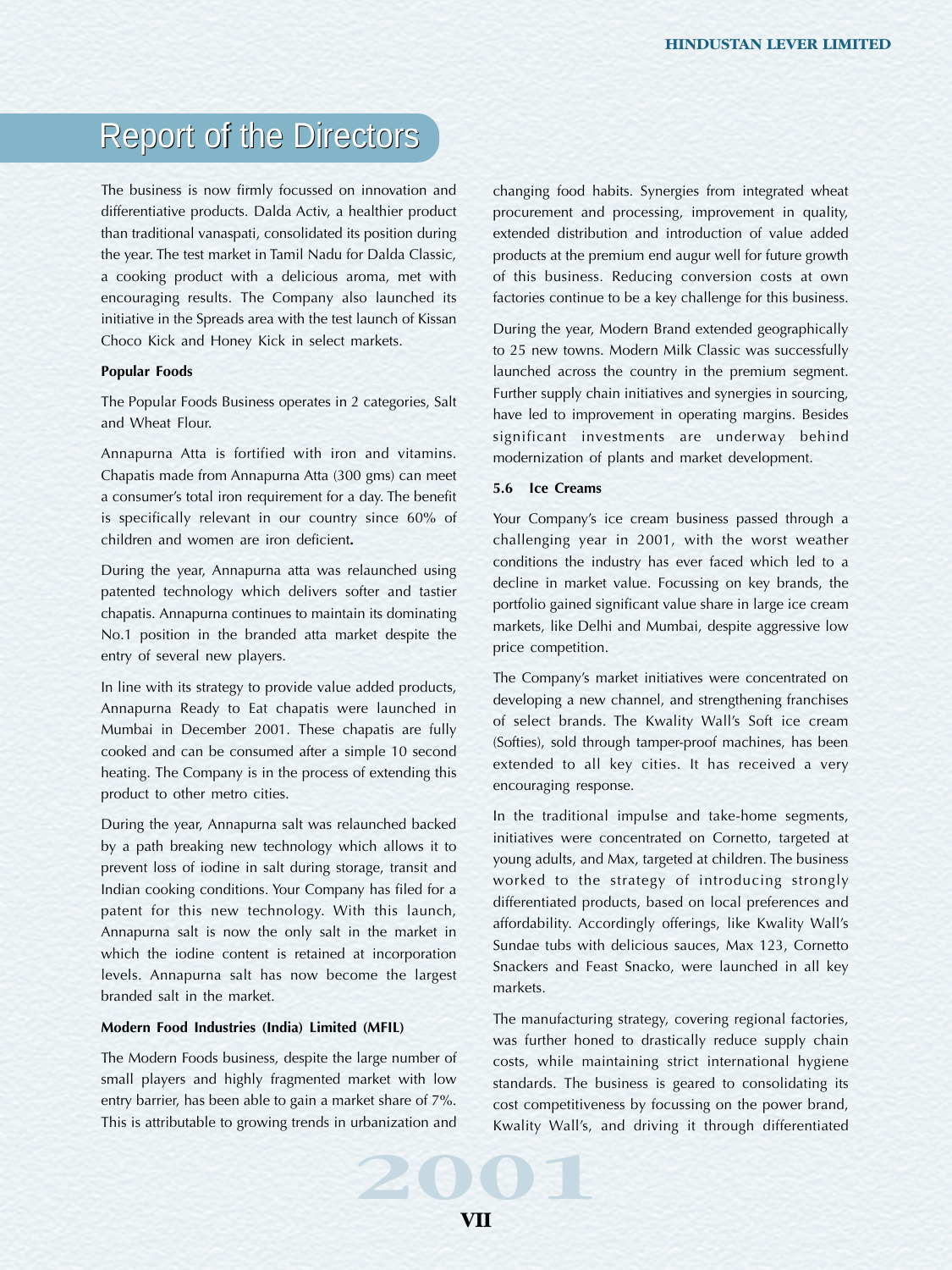# Report of the Directors

The business is now firmly focussed on innovation and differentiative products. Dalda Activ, a healthier product than traditional vanaspati, consolidated its position during the year. The test market in Tamil Nadu for Dalda Classic, a cooking product with a delicious aroma, met with encouraging results. The Company also launched its initiative in the Spreads area with the test launch of Kissan Choco Kick and Honey Kick in select markets.

**Popular Foods**

The Popular Foods Business operates in 2 categories, Salt and Wheat Flour.

Annapurna Atta is fortified with iron and vitamins. Chapatis made from Annapurna Atta (300 gms) can meet a consumer's total iron requirement for a day. The benefit is specifically relevant in our country since 60% of children and women are iron deficient**.**

During the year, Annapurna atta was relaunched using patented technology which delivers softer and tastier chapatis. Annapurna continues to maintain its dominating No.1 position in the branded atta market despite the entry of several new players.

In line with its strategy to provide value added products, Annapurna Ready to Eat chapatis were launched in Mumbai in December 2001. These chapatis are fully cooked and can be consumed after a simple 10 second heating. The Company is in the process of extending this product to other metro cities.

During the year, Annapurna salt was relaunched backed by a path breaking new technology which allows it to prevent loss of iodine in salt during storage, transit and Indian cooking conditions. Your Company has filed for a patent for this new technology. With this launch, Annapurna salt is now the only salt in the market in which the iodine content is retained at incorporation levels. Annapurna salt has now become the largest branded salt in the market.

**Modern Food Industries (India) Limited (MFIL)**

The Modern Foods business, despite the large number of small players and highly fragmented market with low entry barrier, has been able to gain a market share of 7%. This is attributable to growing trends in urbanization and changing food habits. Synergies from integrated wheat procurement and processing, improvement in quality, extended distribution and introduction of value added products at the premium end augur well for future growth of this business. Reducing conversion costs at own factories continue to be a key challenge for this business.

During the year, Modern Brand extended geographically to 25 new towns. Modern Milk Classic was successfully launched across the country in the premium segment. Further supply chain initiatives and synergies in sourcing, have led to improvement in operating margins. Besides significant investments are underway behind modernization of plants and market development.

**5.6 Ice Creams**

Your Company's ice cream business passed through a challenging year in 2001, with the worst weather conditions the industry has ever faced which led to a decline in market value. Focussing on key brands, the portfolio gained significant value share in large ice cream markets, like Delhi and Mumbai, despite aggressive low price competition.

The Company's market initiatives were concentrated on developing a new channel, and strengthening franchises of select brands. The Kwality Wall's Soft ice cream (Softies), sold through tamper-proof machines, has been extended to all key cities. It has received a very encouraging response.

In the traditional impulse and take-home segments, initiatives were concentrated on Cornetto, targeted at young adults, and Max, targeted at children. The business worked to the strategy of introducing strongly differentiated products, based on local preferences and affordability. Accordingly offerings, like Kwality Wall's Sundae tubs with delicious sauces, Max 123, Cornetto Snackers and Feast Snacko, were launched in all key markets.

The manufacturing strategy, covering regional factories, was further honed to drastically reduce supply chain costs, while maintaining strict international hygiene standards. The business is geared to consolidating its cost competitiveness by focussing on the power brand, Kwality Wall's, and driving it through differentiated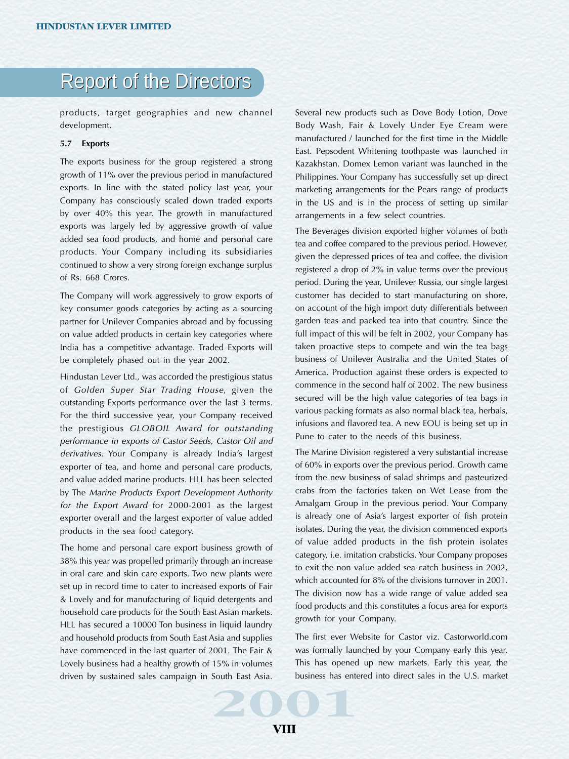products, target geographies and new channel development.

**5.7 Exports**

The exports business for the group registered a strong growth of 11% over the previous period in manufactured exports. In line with the stated policy last year, your Company has consciously scaled down traded exports by over 40% this year. The growth in manufactured exports was largely led by aggressive growth of value added sea food products, and home and personal care products. Your Company including its subsidiaries continued to show a very strong foreign exchange surplus of Rs. 668 Crores.

The Company will work aggressively to grow exports of key consumer goods categories by acting as a sourcing partner for Unilever Companies abroad and by focussing on value added products in certain key categories where India has a competitive advantage. Traded Exports will be completely phased out in the year 2002.

Hindustan Lever Ltd., was accorded the prestigious status of *Golden Super Star Trading House*, given the outstanding Exports performance over the last 3 terms. For the third successive year, your Company received the prestigious *GLOBOIL Award for outstanding performance in exports of Castor Seeds, Castor Oil and derivatives*. Your Company is already India's largest exporter of tea, and home and personal care products, and value added marine products. HLL has been selected by The *Marine Products Export Development Authority for the Export Award* for 2000-2001 as the largest exporter overall and the largest exporter of value added products in the sea food category.

The home and personal care export business growth of 38% this year was propelled primarily through an increase in oral care and skin care exports. Two new plants were set up in record time to cater to increased exports of Fair & Lovely and for manufacturing of liquid detergents and household care products for the South East Asian markets. HLL has secured a 10000 Ton business in liquid laundry and household products from South East Asia and supplies have commenced in the last quarter of 2001. The Fair & Lovely business had a healthy growth of 15% in volumes driven by sustained sales campaign in South East Asia. Several new products such as Dove Body Lotion, Dove Body Wash, Fair & Lovely Under Eye Cream were manufactured / launched for the first time in the Middle East. Pepsodent Whitening toothpaste was launched in Kazakhstan. Domex Lemon variant was launched in the Philippines. Your Company has successfully set up direct marketing arrangements for the Pears range of products in the US and is in the process of setting up similar arrangements in a few select countries.

The Beverages division exported higher volumes of both tea and coffee compared to the previous period. However, given the depressed prices of tea and coffee, the division registered a drop of 2% in value terms over the previous period. During the year, Unilever Russia, our single largest customer has decided to start manufacturing on shore, on account of the high import duty differentials between garden teas and packed tea into that country. Since the full impact of this will be felt in 2002, your Company has taken proactive steps to compete and win the tea bags business of Unilever Australia and the United States of America. Production against these orders is expected to commence in the second half of 2002. The new business secured will be the high value categories of tea bags in various packing formats as also normal black tea, herbals, infusions and flavored tea. A new EOU is being set up in Pune to cater to the needs of this business.

The Marine Division registered a very substantial increase of 60% in exports over the previous period. Growth came from the new business of salad shrimps and pasteurized crabs from the factories taken on Wet Lease from the Amalgam Group in the previous period. Your Company is already one of Asia's largest exporter of fish protein isolates. During the year, the division commenced exports of value added products in the fish protein isolates category, i.e. imitation crabsticks. Your Company proposes to exit the non value added sea catch business in 2002, which accounted for 8% of the divisions turnover in 2001. The division now has a wide range of value added sea food products and this constitutes a focus area for exports growth for your Company.

The first ever Website for Castor viz. Castorworld.com was formally launched by your Company early this year. This has opened up new markets. Early this year, the business has entered into direct sales in the U.S. market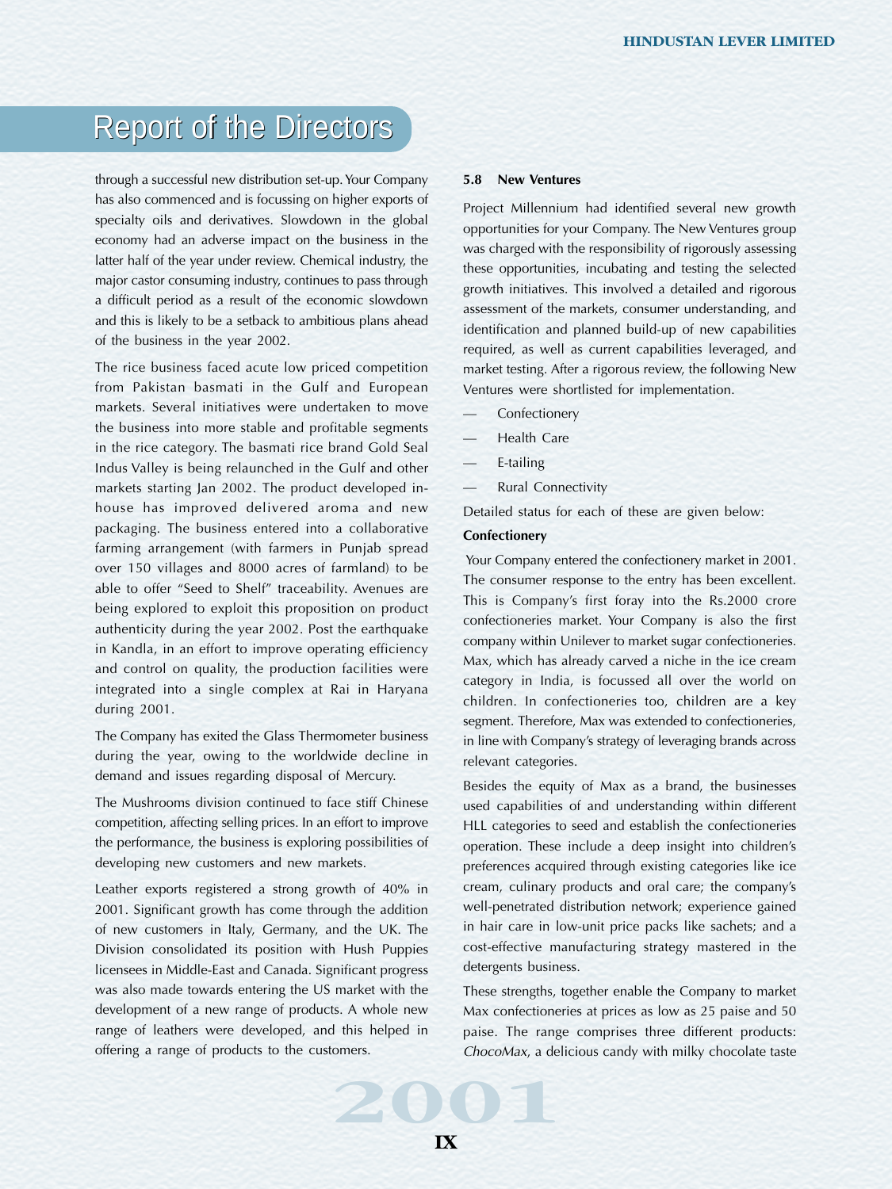through a successful new distribution set-up. Your Company has also commenced and is focussing on higher exports of specialty oils and derivatives. Slowdown in the global economy had an adverse impact on the business in the latter half of the year under review. Chemical industry, the major castor consuming industry, continues to pass through a difficult period as a result of the economic slowdown and this is likely to be a setback to ambitious plans ahead of the business in the year 2002.

The rice business faced acute low priced competition from Pakistan basmati in the Gulf and European markets. Several initiatives were undertaken to move the business into more stable and profitable segments in the rice category. The basmati rice brand Gold Seal Indus Valley is being relaunched in the Gulf and other markets starting Jan 2002. The product developed in-house has improved delivered aroma and new packaging. The business entered into a collaborative farming arrangement (with farmers in Punjab spread over 150 villages and 8000 acres of farmland) to be able to offer "Seed to Shelf" traceability. Avenues are being explored to exploit this proposition on product authenticity during the year 2002. Post the earthquake in Kandla, in an effort to improve operating efficiency and control on quality, the production facilities were integrated into a single complex at Rai in Haryana during 2001.

The Company has exited the Glass Thermometer business during the year, owing to the worldwide decline in demand and issues regarding disposal of Mercury.

The Mushrooms division continued to face stiff Chinese competition, affecting selling prices. In an effort to improve the performance, the business is exploring possibilities of developing new customers and new markets.

Leather exports registered a strong growth of 40% in 2001. Significant growth has come through the addition of new customers in Italy, Germany, and the UK. The Division consolidated its position with Hush Puppies licensees in Middle-East and Canada. Significant progress was also made towards entering the US market with the development of a new range of products. A whole new range of leathers were developed, and this helped in offering a range of products to the customers.

### 5.8 New Ventures

Project Millennium had identified several new growth opportunities for your Company. The New Ventures group was charged with the responsibility of rigorously assessing these opportunities, incubating and testing the selected growth initiatives. This involved a detailed and rigorous assessment of the markets, consumer understanding, and identification and planned build-up of new capabilities required, as well as current capabilities leveraged, and market testing. After a rigorous review, the following New Ventures were shortlisted for implementation.

— Confectionery

— Health Care

— E-tailing

— Rural Connectivity

Detailed status for each of these are given below:

**Confectionery**

Your Company entered the confectionery market in 2001. The consumer response to the entry has been excellent. This is Company's first foray into the Rs.2000 crore confectioneries market. Your Company is also the first company within Unilever to market sugar confectioneries. Max, which has already carved a niche in the ice cream category in India, is focussed all over the world on children. In confectioneries too, children are a key segment. Therefore, Max was extended to confectioneries, in line with Company's strategy of leveraging brands across relevant categories.

Besides the equity of Max as a brand, the businesses used capabilities of and understanding within different HLL categories to seed and establish the confectioneries operation. These include a deep insight into children's preferences acquired through existing categories like ice cream, culinary products and oral care; the company's well-penetrated distribution network; experience gained in hair care in low-unit price packs like sachets; and a cost-effective manufacturing strategy mastered in the detergents business.

These strengths, together enable the Company to market Max confectioneries at prices as low as 25 paise and 50 paise. The range comprises three different products: *ChocoMax*, a delicious candy with milky chocolate taste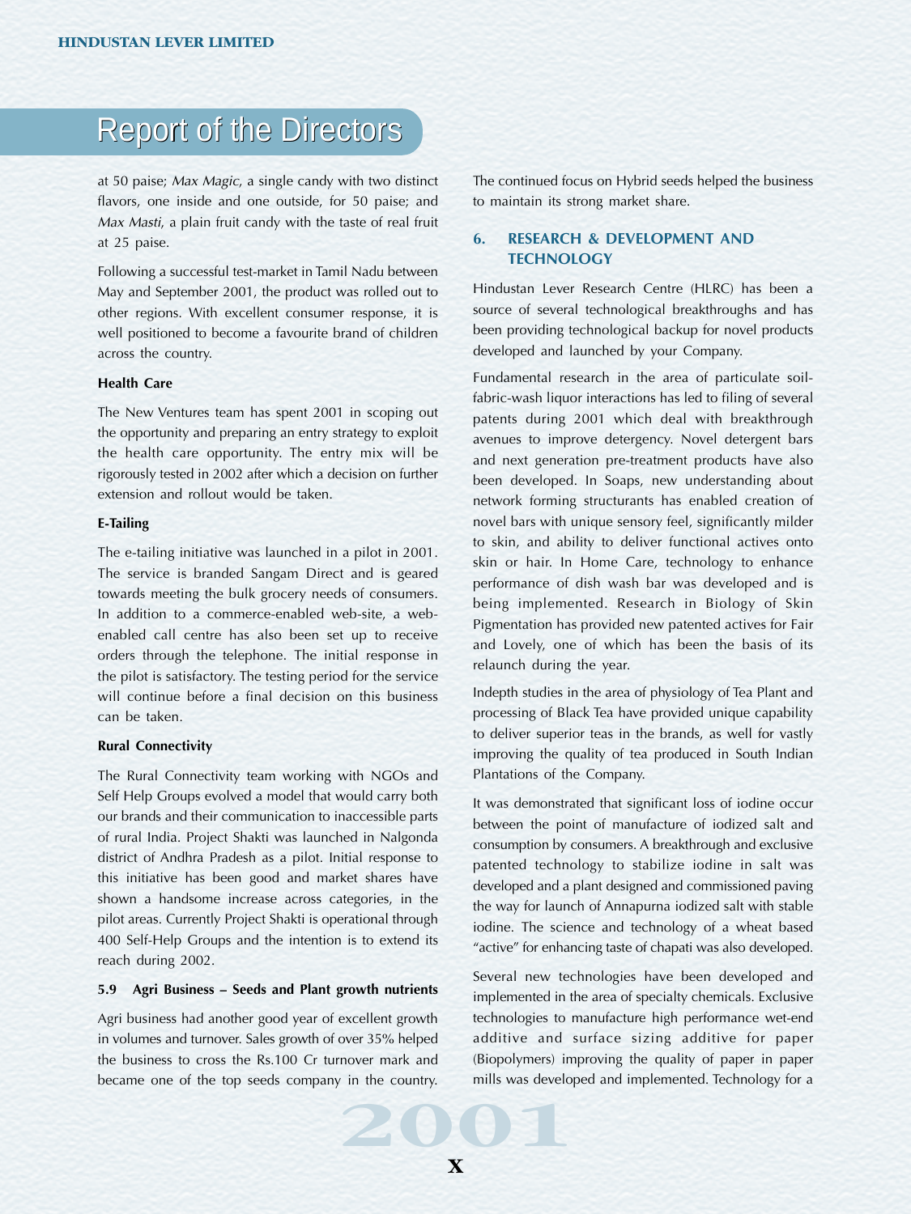at 50 paise; *Max Magic*, a single candy with two distinct flavors, one inside and one outside, for 50 paise; and *Max Masti*, a plain fruit candy with the taste of real fruit at 25 paise.

Following a successful test-market in Tamil Nadu between May and September 2001, the product was rolled out to other regions. With excellent consumer response, it is well positioned to become a favourite brand of children across the country.

**Health Care**

The New Ventures team has spent 2001 in scoping out the opportunity and preparing an entry strategy to exploit the health care opportunity. The entry mix will be rigorously tested in 2002 after which a decision on further extension and rollout would be taken.

**E-Tailing**

The e-tailing initiative was launched in a pilot in 2001. The service is branded Sangam Direct and is geared towards meeting the bulk grocery needs of consumers. In addition to a commerce-enabled web-site, a web-enabled call centre has also been set up to receive orders through the telephone. The initial response in the pilot is satisfactory. The testing period for the service will continue before a final decision on this business can be taken.

**Rural Connectivity**

The Rural Connectivity team working with NGOs and Self Help Groups evolved a model that would carry both our brands and their communication to inaccessible parts of rural India. Project Shakti was launched in Nalgonda district of Andhra Pradesh as a pilot. Initial response to this initiative has been good and market shares have shown a handsome increase across categories, in the pilot areas. Currently Project Shakti is operational through 400 Self-Help Groups and the intention is to extend its reach during 2002.

**5.9 Agri Business – Seeds and Plant growth nutrients**

Agri business had another good year of excellent growth in volumes and turnover. Sales growth of over 35% helped the business to cross the Rs.100 Cr turnover mark and became one of the top seeds company in the country. The continued focus on Hybrid seeds helped the business to maintain its strong market share.

## 6. RESEARCH & DEVELOPMENT AND TECHNOLOGY

Hindustan Lever Research Centre (HLRC) has been a source of several technological breakthroughs and has been providing technological backup for novel products developed and launched by your Company.

Fundamental research in the area of particulate soil-fabric-wash liquor interactions has led to filing of several patents during 2001 which deal with breakthrough avenues to improve detergency. Novel detergent bars and next generation pre-treatment products have also been developed. In Soaps, new understanding about network forming structurants has enabled creation of novel bars with unique sensory feel, significantly milder to skin, and ability to deliver functional actives onto skin or hair. In Home Care, technology to enhance performance of dish wash bar was developed and is being implemented. Research in Biology of Skin Pigmentation has provided new patented actives for Fair and Lovely, one of which has been the basis of its relaunch during the year.

Indepth studies in the area of physiology of Tea Plant and processing of Black Tea have provided unique capability to deliver superior teas in the brands, as well for vastly improving the quality of tea produced in South Indian Plantations of the Company.

It was demonstrated that significant loss of iodine occur between the point of manufacture of iodized salt and consumption by consumers. A breakthrough and exclusive patented technology to stabilize iodine in salt was developed and a plant designed and commissioned paving the way for launch of Annapurna iodized salt with stable iodine. The science and technology of a wheat based "active" for enhancing taste of chapati was also developed.

Several new technologies have been developed and implemented in the area of specialty chemicals. Exclusive technologies to manufacture high performance wet-end additive and surface sizing additive for paper (Biopolymers) improving the quality of paper in paper mills was developed and implemented. Technology for a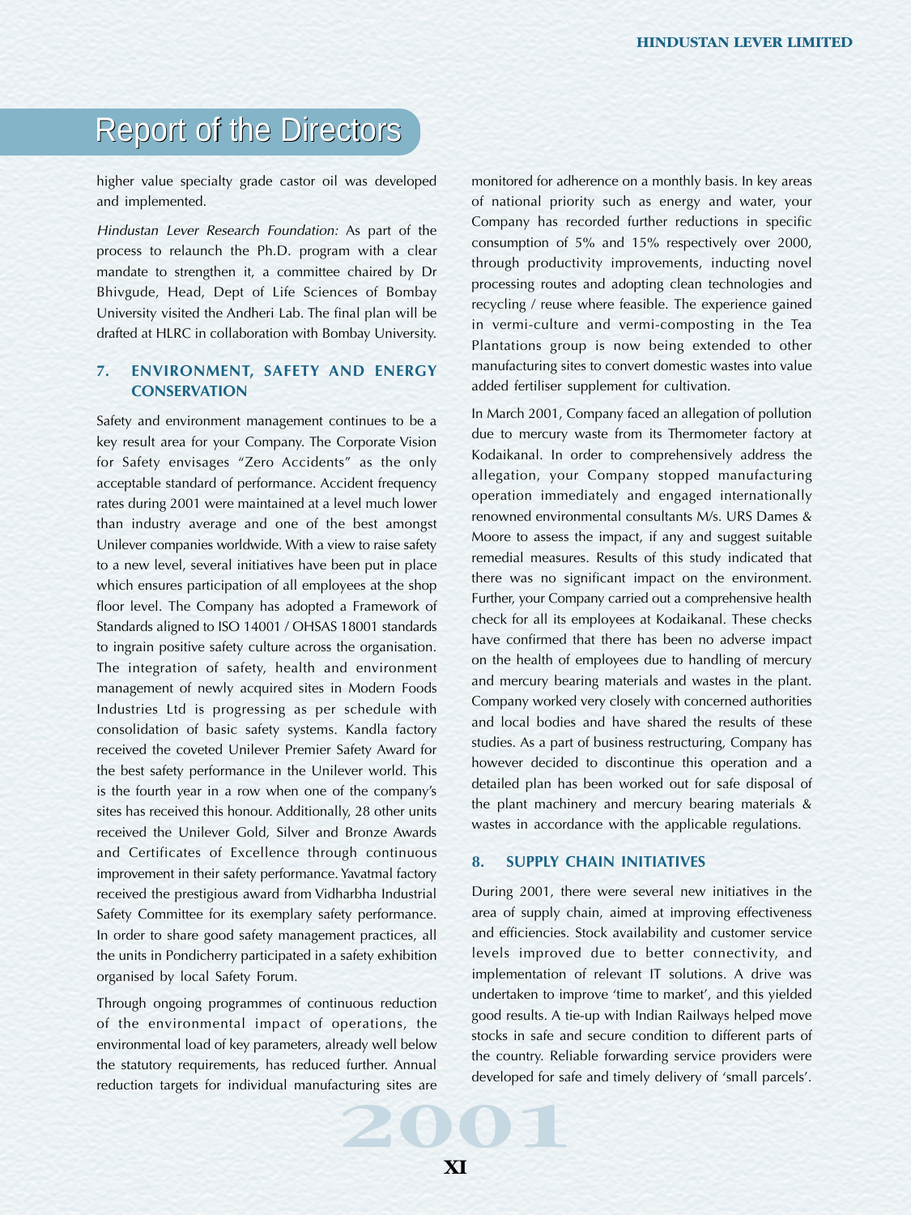# Report of the Directors

higher value specialty grade castor oil was developed and implemented.

*Hindustan Lever Research Foundation:* As part of the process to relaunch the Ph.D. program with a clear mandate to strengthen it, a committee chaired by Dr Bhivgude, Head, Dept of Life Sciences of Bombay University visited the Andheri Lab. The final plan will be drafted at HLRC in collaboration with Bombay University.

## 7. ENVIRONMENT, SAFETY AND ENERGY CONSERVATION

Safety and environment management continues to be a key result area for your Company. The Corporate Vision for Safety envisages "Zero Accidents" as the only acceptable standard of performance. Accident frequency rates during 2001 were maintained at a level much lower than industry average and one of the best amongst Unilever companies worldwide. With a view to raise safety to a new level, several initiatives have been put in place which ensures participation of all employees at the shop floor level. The Company has adopted a Framework of Standards aligned to ISO 14001 / OHSAS 18001 standards to ingrain positive safety culture across the organisation. The integration of safety, health and environment management of newly acquired sites in Modern Foods Industries Ltd is progressing as per schedule with consolidation of basic safety systems. Kandla factory received the coveted Unilever Premier Safety Award for the best safety performance in the Unilever world. This is the fourth year in a row when one of the company's sites has received this honour. Additionally, 28 other units received the Unilever Gold, Silver and Bronze Awards and Certificates of Excellence through continuous improvement in their safety performance. Yavatmal factory received the prestigious award from Vidharbha Industrial Safety Committee for its exemplary safety performance. In order to share good safety management practices, all the units in Pondicherry participated in a safety exhibition organised by local Safety Forum.

Through ongoing programmes of continuous reduction of the environmental impact of operations, the environmental load of key parameters, already well below the statutory requirements, has reduced further. Annual reduction targets for individual manufacturing sites are monitored for adherence on a monthly basis. In key areas of national priority such as energy and water, your Company has recorded further reductions in specific consumption of 5% and 15% respectively over 2000, through productivity improvements, inducting novel processing routes and adopting clean technologies and recycling / reuse where feasible. The experience gained in vermi-culture and vermi-composting in the Tea Plantations group is now being extended to other manufacturing sites to convert domestic wastes into value added fertiliser supplement for cultivation.

In March 2001, Company faced an allegation of pollution due to mercury waste from its Thermometer factory at Kodaikanal. In order to comprehensively address the allegation, your Company stopped manufacturing operation immediately and engaged internationally renowned environmental consultants M/s. URS Dames & Moore to assess the impact, if any and suggest suitable remedial measures. Results of this study indicated that there was no significant impact on the environment. Further, your Company carried out a comprehensive health check for all its employees at Kodaikanal. These checks have confirmed that there has been no adverse impact on the health of employees due to handling of mercury and mercury bearing materials and wastes in the plant. Company worked very closely with concerned authorities and local bodies and have shared the results of these studies. As a part of business restructuring, Company has however decided to discontinue this operation and a detailed plan has been worked out for safe disposal of the plant machinery and mercury bearing materials & wastes in accordance with the applicable regulations.

## 8. SUPPLY CHAIN INITIATIVES

During 2001, there were several new initiatives in the area of supply chain, aimed at improving effectiveness and efficiencies. Stock availability and customer service levels improved due to better connectivity, and implementation of relevant IT solutions. A drive was undertaken to improve 'time to market', and this yielded good results. A tie-up with Indian Railways helped move stocks in safe and secure condition to different parts of the country. Reliable forwarding service providers were developed for safe and timely delivery of 'small parcels'.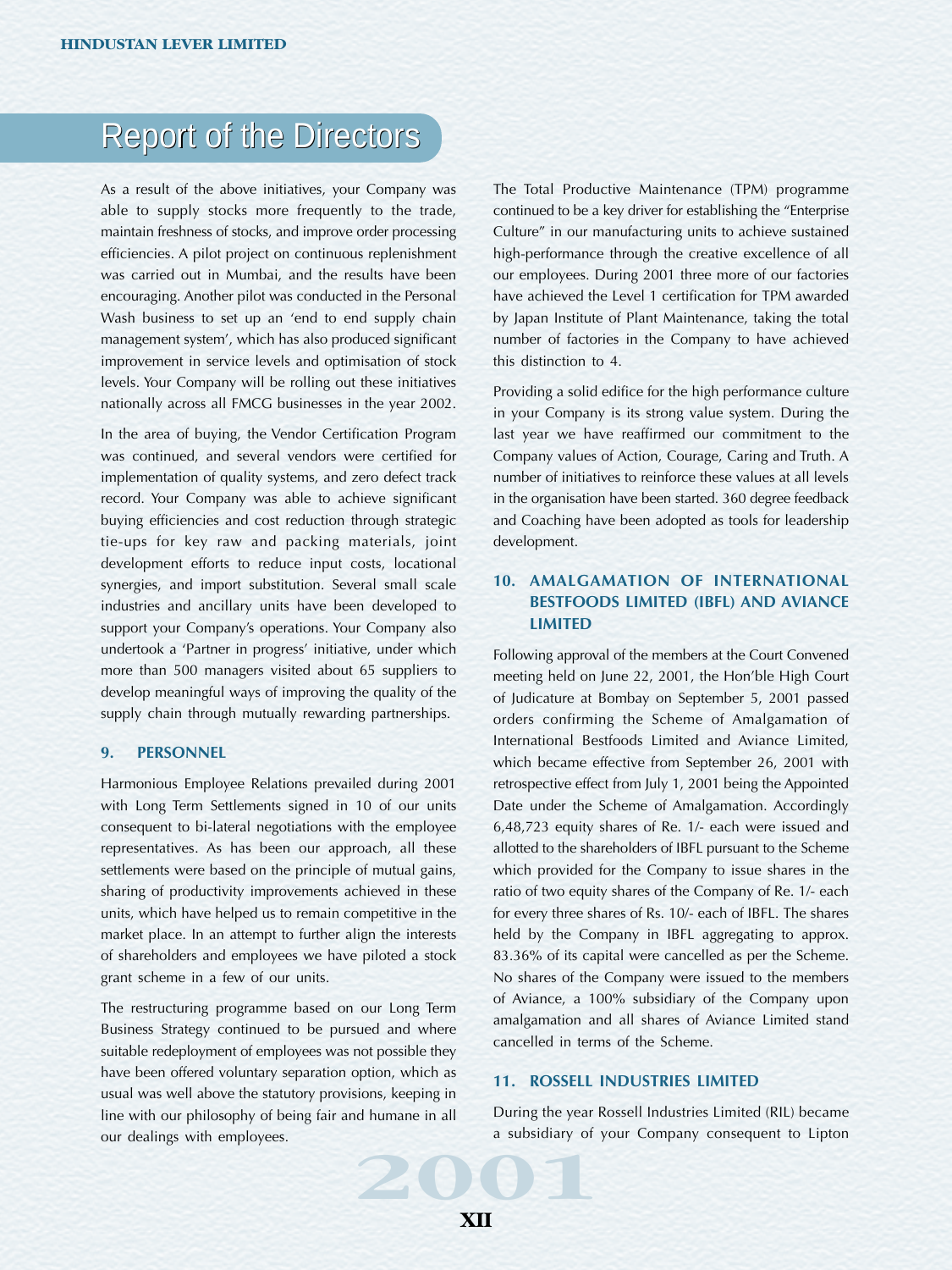# Report of the Directors

As a result of the above initiatives, your Company was able to supply stocks more frequently to the trade, maintain freshness of stocks, and improve order processing efficiencies. A pilot project on continuous replenishment was carried out in Mumbai, and the results have been encouraging. Another pilot was conducted in the Personal Wash business to set up an 'end to end supply chain management system', which has also produced significant improvement in service levels and optimisation of stock levels. Your Company will be rolling out these initiatives nationally across all FMCG businesses in the year 2002.

In the area of buying, the Vendor Certification Program was continued, and several vendors were certified for implementation of quality systems, and zero defect track record. Your Company was able to achieve significant buying efficiencies and cost reduction through strategic tie-ups for key raw and packing materials, joint development efforts to reduce input costs, locational synergies, and import substitution. Several small scale industries and ancillary units have been developed to support your Company's operations. Your Company also undertook a 'Partner in progress' initiative, under which more than 500 managers visited about 65 suppliers to develop meaningful ways of improving the quality of the supply chain through mutually rewarding partnerships.

## 9. PERSONNEL

Harmonious Employee Relations prevailed during 2001 with Long Term Settlements signed in 10 of our units consequent to bi-lateral negotiations with the employee representatives. As has been our approach, all these settlements were based on the principle of mutual gains, sharing of productivity improvements achieved in these units, which have helped us to remain competitive in the market place. In an attempt to further align the interests of shareholders and employees we have piloted a stock grant scheme in a few of our units.

The restructuring programme based on our Long Term Business Strategy continued to be pursued and where suitable redeployment of employees was not possible they have been offered voluntary separation option, which as usual was well above the statutory provisions, keeping in line with our philosophy of being fair and humane in all our dealings with employees.

The Total Productive Maintenance (TPM) programme continued to be a key driver for establishing the "Enterprise Culture" in our manufacturing units to achieve sustained high-performance through the creative excellence of all our employees. During 2001 three more of our factories have achieved the Level 1 certification for TPM awarded by Japan Institute of Plant Maintenance, taking the total number of factories in the Company to have achieved this distinction to 4.

Providing a solid edifice for the high performance culture in your Company is its strong value system. During the last year we have reaffirmed our commitment to the Company values of Action, Courage, Caring and Truth. A number of initiatives to reinforce these values at all levels in the organisation have been started. 360 degree feedback and Coaching have been adopted as tools for leadership development.

## 10. AMALGAMATION OF INTERNATIONAL BESTFOODS LIMITED (IBFL) AND AVIANCE LIMITED

Following approval of the members at the Court Convened meeting held on June 22, 2001, the Hon'ble High Court of Judicature at Bombay on September 5, 2001 passed orders confirming the Scheme of Amalgamation of International Bestfoods Limited and Aviance Limited, which became effective from September 26, 2001 with retrospective effect from July 1, 2001 being the Appointed Date under the Scheme of Amalgamation. Accordingly 6,48,723 equity shares of Re. 1/- each were issued and allotted to the shareholders of IBFL pursuant to the Scheme which provided for the Company to issue shares in the ratio of two equity shares of the Company of Re. 1/- each for every three shares of Rs. 10/- each of IBFL. The shares held by the Company in IBFL aggregating to approx. 83.36% of its capital were cancelled as per the Scheme. No shares of the Company were issued to the members of Aviance, a 100% subsidiary of the Company upon amalgamation and all shares of Aviance Limited stand cancelled in terms of the Scheme.

## 11. ROSSELL INDUSTRIES LIMITED

During the year Rossell Industries Limited (RIL) became a subsidiary of your Company consequent to Lipton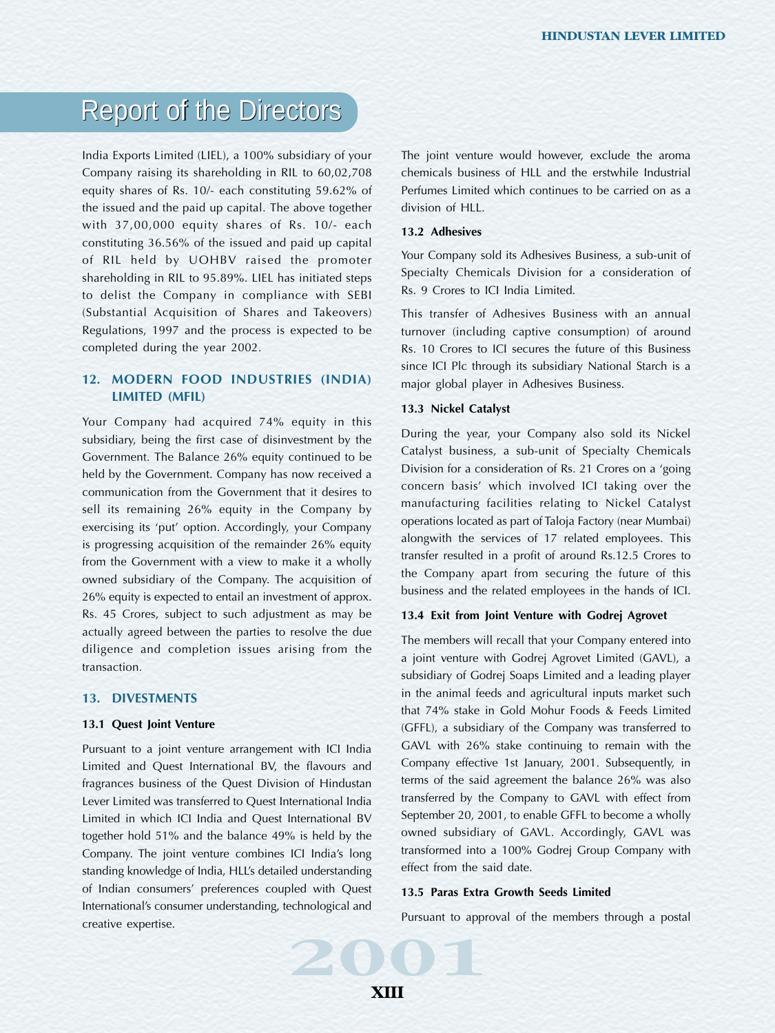India Exports Limited (LIEL), a 100% subsidiary of your Company raising its shareholding in RIL to 60,02,708 equity shares of Rs. 10/- each constituting 59.62% of the issued and the paid up capital. The above together with 37,00,000 equity shares of Rs. 10/- each constituting 36.56% of the issued and paid up capital of RIL held by UOHBV raised the promoter shareholding in RIL to 95.89%. LIEL has initiated steps to delist the Company in compliance with SEBI (Substantial Acquisition of Shares and Takeovers) Regulations, 1997 and the process is expected to be completed during the year 2002.

## 12. MODERN FOOD INDUSTRIES (INDIA) LIMITED (MFIL)

Your Company had acquired 74% equity in this subsidiary, being the first case of disinvestment by the Government. The Balance 26% equity continued to be held by the Government. Company has now received a communication from the Government that it desires to sell its remaining 26% equity in the Company by exercising its 'put' option. Accordingly, your Company is progressing acquisition of the remainder 26% equity from the Government with a view to make it a wholly owned subsidiary of the Company. The acquisition of 26% equity is expected to entail an investment of approx. Rs. 45 Crores, subject to such adjustment as may be actually agreed between the parties to resolve the due diligence and completion issues arising from the transaction.

## 13. DIVESTMENTS

### 13.1 Quest Joint Venture

Pursuant to a joint venture arrangement with ICI India Limited and Quest International BV, the flavours and fragrances business of the Quest Division of Hindustan Lever Limited was transferred to Quest International India Limited in which ICI India and Quest International BV together hold 51% and the balance 49% is held by the Company. The joint venture combines ICI India's long standing knowledge of India, HLL's detailed understanding of Indian consumers' preferences coupled with Quest International's consumer understanding, technological and creative expertise.

The joint venture would however, exclude the aroma chemicals business of HLL and the erstwhile Industrial Perfumes Limited which continues to be carried on as a division of HLL.

### 13.2 Adhesives

Your Company sold its Adhesives Business, a sub-unit of Specialty Chemicals Division for a consideration of Rs. 9 Crores to ICI India Limited.

This transfer of Adhesives Business with an annual turnover (including captive consumption) of around Rs. 10 Crores to ICI secures the future of this Business since ICI Plc through its subsidiary National Starch is a major global player in Adhesives Business.

### 13.3 Nickel Catalyst

During the year, your Company also sold its Nickel Catalyst business, a sub-unit of Specialty Chemicals Division for a consideration of Rs. 21 Crores on a 'going concern basis' which involved ICI taking over the manufacturing facilities relating to Nickel Catalyst operations located as part of Taloja Factory (near Mumbai) alongwith the services of 17 related employees. This transfer resulted in a profit of around Rs.12.5 Crores to the Company apart from securing the future of this business and the related employees in the hands of ICI.

### 13.4 Exit from Joint Venture with Godrej Agrovet

The members will recall that your Company entered into a joint venture with Godrej Agrovet Limited (GAVL), a subsidiary of Godrej Soaps Limited and a leading player in the animal feeds and agricultural inputs market such that 74% stake in Gold Mohur Foods & Feeds Limited (GFFL), a subsidiary of the Company was transferred to GAVL with 26% stake continuing to remain with the Company effective 1st January, 2001. Subsequently, in terms of the said agreement the balance 26% was also transferred by the Company to GAVL with effect from September 20, 2001, to enable GFFL to become a wholly owned subsidiary of GAVL. Accordingly, GAVL was transformed into a 100% Godrej Group Company with effect from the said date.

### 13.5 Paras Extra Growth Seeds Limited

Pursuant to approval of the members through a postal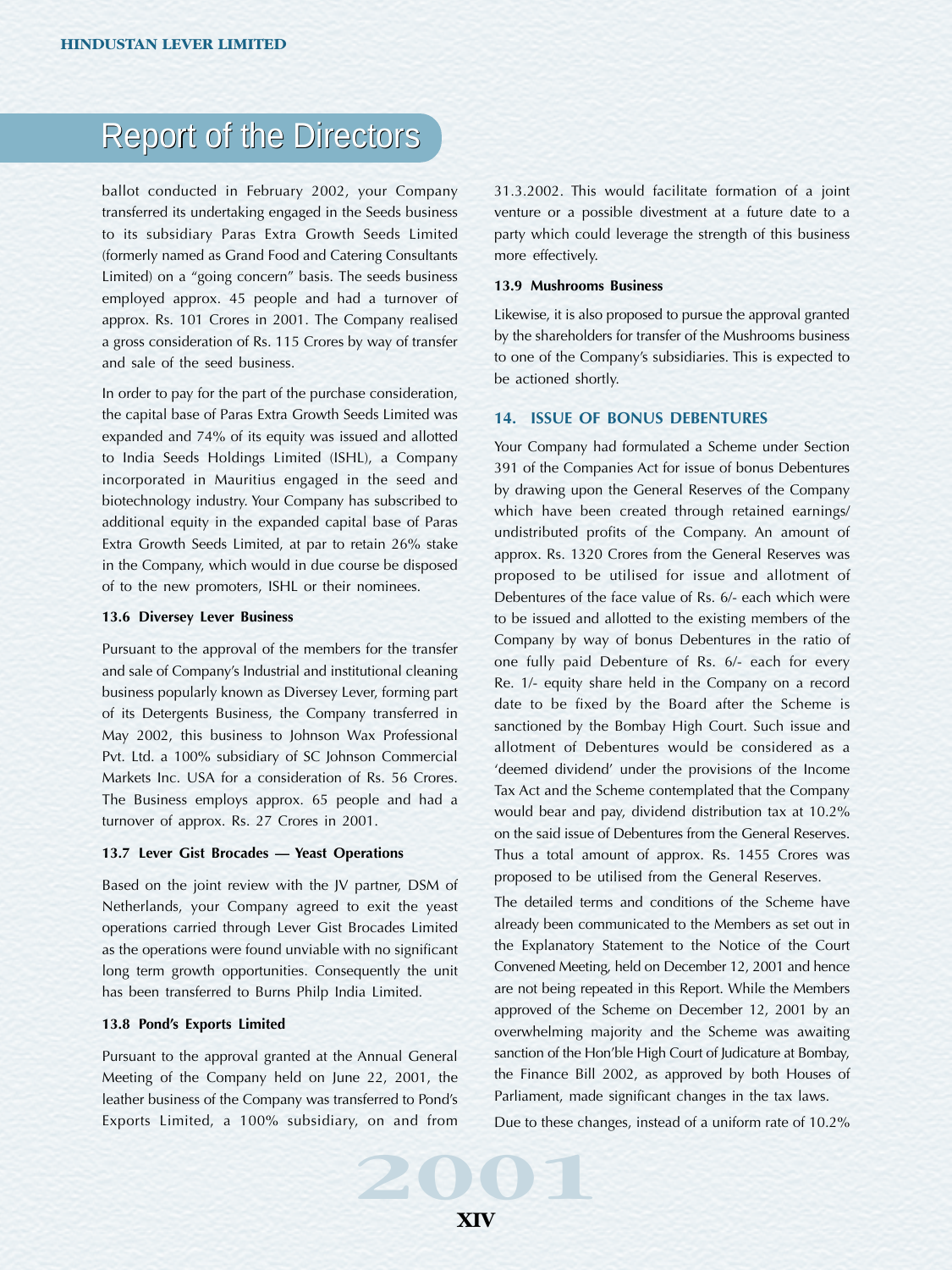# Report of the Directors

ballot conducted in February 2002, your Company transferred its undertaking engaged in the Seeds business to its subsidiary Paras Extra Growth Seeds Limited (formerly named as Grand Food and Catering Consultants Limited) on a "going concern" basis. The seeds business employed approx. 45 people and had a turnover of approx. Rs. 101 Crores in 2001. The Company realised a gross consideration of Rs. 115 Crores by way of transfer and sale of the seed business.

In order to pay for the part of the purchase consideration, the capital base of Paras Extra Growth Seeds Limited was expanded and 74% of its equity was issued and allotted to India Seeds Holdings Limited (ISHL), a Company incorporated in Mauritius engaged in the seed and biotechnology industry. Your Company has subscribed to additional equity in the expanded capital base of Paras Extra Growth Seeds Limited, at par to retain 26% stake in the Company, which would in due course be disposed of to the new promoters, ISHL or their nominees.

#### 13.6 Diversey Lever Business

Pursuant to the approval of the members for the transfer and sale of Company's Industrial and institutional cleaning business popularly known as Diversey Lever, forming part of its Detergents Business, the Company transferred in May 2002, this business to Johnson Wax Professional Pvt. Ltd. a 100% subsidiary of SC Johnson Commercial Markets Inc. USA for a consideration of Rs. 56 Crores. The Business employs approx. 65 people and had a turnover of approx. Rs. 27 Crores in 2001.

#### 13.7 Lever Gist Brocades — Yeast Operations

Based on the joint review with the JV partner, DSM of Netherlands, your Company agreed to exit the yeast operations carried through Lever Gist Brocades Limited as the operations were found unviable with no significant long term growth opportunities. Consequently the unit has been transferred to Burns Philp India Limited.

#### 13.8 Pond's Exports Limited

Pursuant to the approval granted at the Annual General Meeting of the Company held on June 22, 2001, the leather business of the Company was transferred to Pond's Exports Limited, a 100% subsidiary, on and from 31.3.2002. This would facilitate formation of a joint venture or a possible divestment at a future date to a party which could leverage the strength of this business more effectively.

#### 13.9 Mushrooms Business

Likewise, it is also proposed to pursue the approval granted by the shareholders for transfer of the Mushrooms business to one of the Company's subsidiaries. This is expected to be actioned shortly.

### 14. ISSUE OF BONUS DEBENTURES

Your Company had formulated a Scheme under Section 391 of the Companies Act for issue of bonus Debentures by drawing upon the General Reserves of the Company which have been created through retained earnings/ undistributed profits of the Company. An amount of approx. Rs. 1320 Crores from the General Reserves was proposed to be utilised for issue and allotment of Debentures of the face value of Rs. 6/- each which were to be issued and allotted to the existing members of the Company by way of bonus Debentures in the ratio of one fully paid Debenture of Rs. 6/- each for every Re. 1/- equity share held in the Company on a record date to be fixed by the Board after the Scheme is sanctioned by the Bombay High Court. Such issue and allotment of Debentures would be considered as a 'deemed dividend' under the provisions of the Income Tax Act and the Scheme contemplated that the Company would bear and pay, dividend distribution tax at 10.2% on the said issue of Debentures from the General Reserves. Thus a total amount of approx. Rs. 1455 Crores was proposed to be utilised from the General Reserves.

The detailed terms and conditions of the Scheme have already been communicated to the Members as set out in the Explanatory Statement to the Notice of the Court Convened Meeting, held on December 12, 2001 and hence are not being repeated in this Report. While the Members approved of the Scheme on December 12, 2001 by an overwhelming majority and the Scheme was awaiting sanction of the Hon'ble High Court of Judicature at Bombay, the Finance Bill 2002, as approved by both Houses of Parliament, made significant changes in the tax laws.

Due to these changes, instead of a uniform rate of 10.2%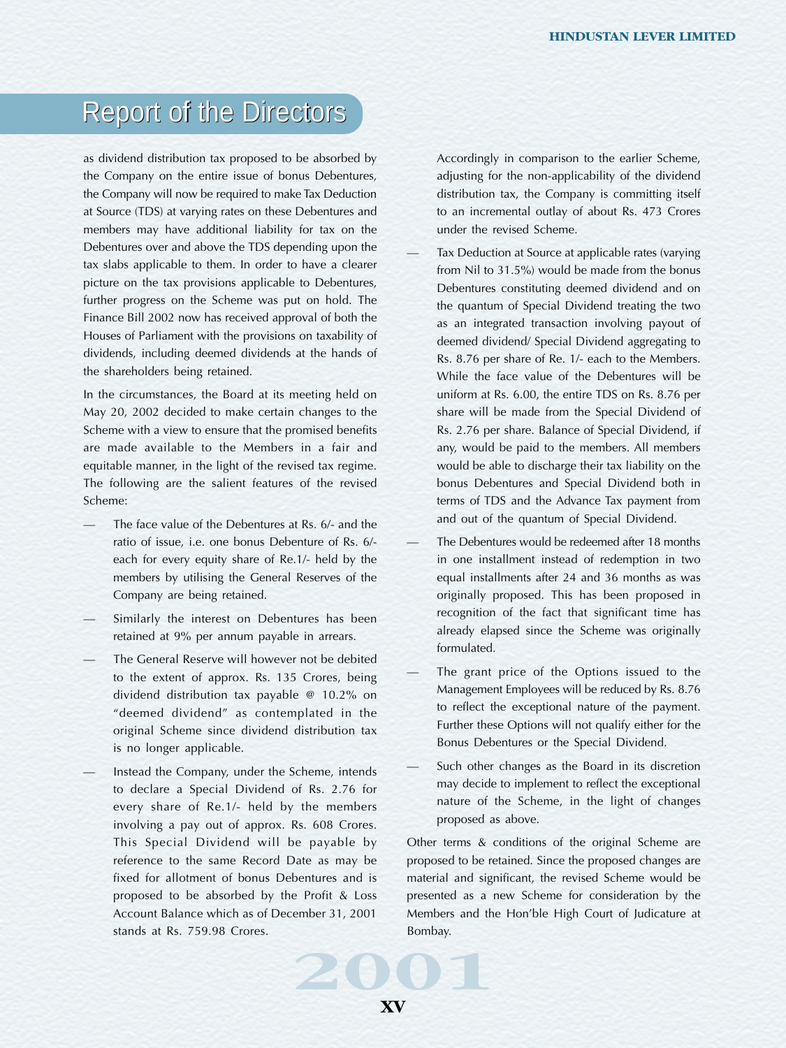# Report of the Directors

as dividend distribution tax proposed to be absorbed by the Company on the entire issue of bonus Debentures, the Company will now be required to make Tax Deduction at Source (TDS) at varying rates on these Debentures and members may have additional liability for tax on the Debentures over and above the TDS depending upon the tax slabs applicable to them. In order to have a clearer picture on the tax provisions applicable to Debentures, further progress on the Scheme was put on hold. The Finance Bill 2002 now has received approval of both the Houses of Parliament with the provisions on taxability of dividends, including deemed dividends at the hands of the shareholders being retained.

In the circumstances, the Board at its meeting held on May 20, 2002 decided to make certain changes to the Scheme with a view to ensure that the promised benefits are made available to the Members in a fair and equitable manner, in the light of the revised tax regime. The following are the salient features of the revised Scheme:

— The face value of the Debentures at Rs. 6/- and the ratio of issue, i.e. one bonus Debenture of Rs. 6/- each for every equity share of Re.1/- held by the members by utilising the General Reserves of the Company are being retained.

— Similarly the interest on Debentures has been retained at 9% per annum payable in arrears.

— The General Reserve will however not be debited to the extent of approx. Rs. 135 Crores, being dividend distribution tax payable @ 10.2% on "deemed dividend" as contemplated in the original Scheme since dividend distribution tax is no longer applicable.

— Instead the Company, under the Scheme, intends to declare a Special Dividend of Rs. 2.76 for every share of Re.1/- held by the members involving a pay out of approx. Rs. 608 Crores. This Special Dividend will be payable by reference to the same Record Date as may be fixed for allotment of bonus Debentures and is proposed to be absorbed by the Profit & Loss Account Balance which as of December 31, 2001 stands at Rs. 759.98 Crores.

Accordingly in comparison to the earlier Scheme, adjusting for the non-applicability of the dividend distribution tax, the Company is committing itself to an incremental outlay of about Rs. 473 Crores under the revised Scheme.

— Tax Deduction at Source at applicable rates (varying from Nil to 31.5%) would be made from the bonus Debentures constituting deemed dividend and on the quantum of Special Dividend treating the two as an integrated transaction involving payout of deemed dividend/ Special Dividend aggregating to Rs. 8.76 per share of Re. 1/- each to the Members. While the face value of the Debentures will be uniform at Rs. 6.00, the entire TDS on Rs. 8.76 per share will be made from the Special Dividend of Rs. 2.76 per share. Balance of Special Dividend, if any, would be paid to the members. All members would be able to discharge their tax liability on the bonus Debentures and Special Dividend both in terms of TDS and the Advance Tax payment from and out of the quantum of Special Dividend.

— The Debentures would be redeemed after 18 months in one installment instead of redemption in two equal installments after 24 and 36 months as was originally proposed. This has been proposed in recognition of the fact that significant time has already elapsed since the Scheme was originally formulated.

— The grant price of the Options issued to the Management Employees will be reduced by Rs. 8.76 to reflect the exceptional nature of the payment. Further these Options will not qualify either for the Bonus Debentures or the Special Dividend.

— Such other changes as the Board in its discretion may decide to implement to reflect the exceptional nature of the Scheme, in the light of changes proposed as above.

Other terms & conditions of the original Scheme are proposed to be retained. Since the proposed changes are material and significant, the revised Scheme would be presented as a new Scheme for consideration by the Members and the Hon'ble High Court of Judicature at Bombay.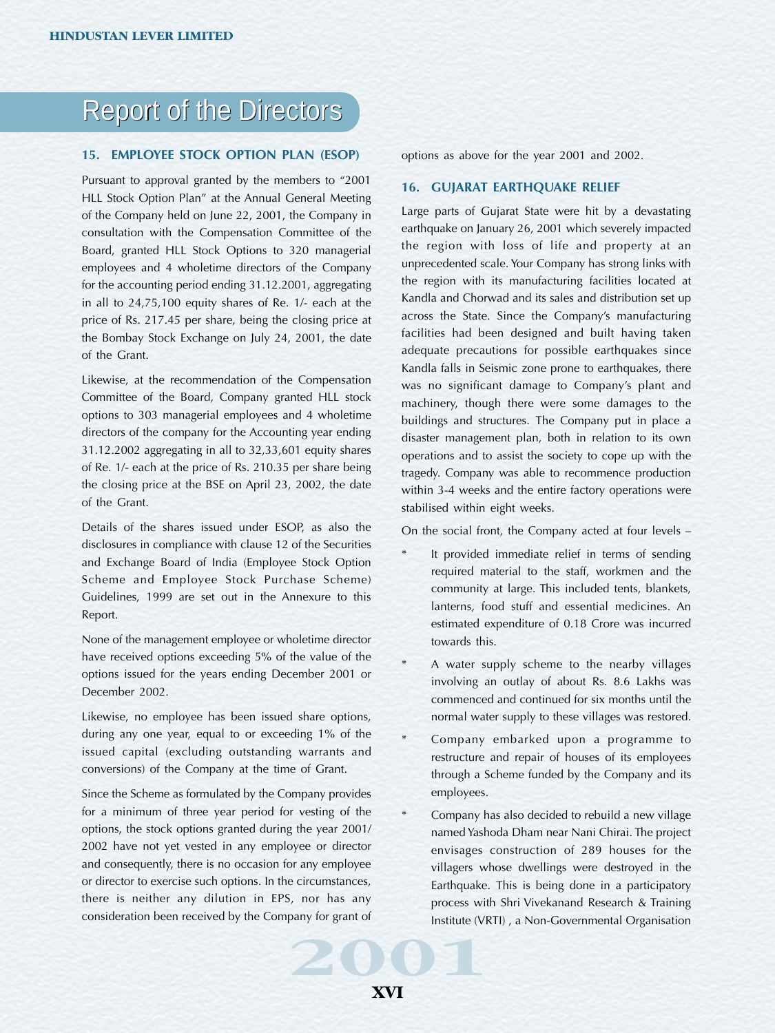# Report of the Directors

## 15. EMPLOYEE STOCK OPTION PLAN (ESOP)

Pursuant to approval granted by the members to "2001 HLL Stock Option Plan" at the Annual General Meeting of the Company held on June 22, 2001, the Company in consultation with the Compensation Committee of the Board, granted HLL Stock Options to 320 managerial employees and 4 wholetime directors of the Company for the accounting period ending 31.12.2001, aggregating in all to 24,75,100 equity shares of Re. 1/- each at the price of Rs. 217.45 per share, being the closing price at the Bombay Stock Exchange on July 24, 2001, the date of the Grant.

Likewise, at the recommendation of the Compensation Committee of the Board, Company granted HLL stock options to 303 managerial employees and 4 wholetime directors of the company for the Accounting year ending 31.12.2002 aggregating in all to 32,33,601 equity shares of Re. 1/- each at the price of Rs. 210.35 per share being the closing price at the BSE on April 23, 2002, the date of the Grant.

Details of the shares issued under ESOP, as also the disclosures in compliance with clause 12 of the Securities and Exchange Board of India (Employee Stock Option Scheme and Employee Stock Purchase Scheme) Guidelines, 1999 are set out in the Annexure to this Report.

None of the management employee or wholetime director have received options exceeding 5% of the value of the options issued for the years ending December 2001 or December 2002.

Likewise, no employee has been issued share options, during any one year, equal to or exceeding 1% of the issued capital (excluding outstanding warrants and conversions) of the Company at the time of Grant.

Since the Scheme as formulated by the Company provides for a minimum of three year period for vesting of the options, the stock options granted during the year 2001/2002 have not yet vested in any employee or director and consequently, there is no occasion for any employee or director to exercise such options. In the circumstances, there is neither any dilution in EPS, nor has any consideration been received by the Company for grant of options as above for the year 2001 and 2002.

## 16. GUJARAT EARTHQUAKE RELIEF

Large parts of Gujarat State were hit by a devastating earthquake on January 26, 2001 which severely impacted the region with loss of life and property at an unprecedented scale. Your Company has strong links with the region with its manufacturing facilities located at Kandla and Chorwad and its sales and distribution set up across the State. Since the Company's manufacturing facilities had been designed and built having taken adequate precautions for possible earthquakes since Kandla falls in Seismic zone prone to earthquakes, there was no significant damage to Company's plant and machinery, though there were some damages to the buildings and structures. The Company put in place a disaster management plan, both in relation to its own operations and to assist the society to cope up with the tragedy. Company was able to recommence production within 3-4 weeks and the entire factory operations were stabilised within eight weeks.

On the social front, the Company acted at four levels –

* It provided immediate relief in terms of sending required material to the staff, workmen and the community at large. This included tents, blankets, lanterns, food stuff and essential medicines. An estimated expenditure of 0.18 Crore was incurred towards this.
* A water supply scheme to the nearby villages involving an outlay of about Rs. 8.6 Lakhs was commenced and continued for six months until the normal water supply to these villages was restored.
* Company embarked upon a programme to restructure and repair of houses of its employees through a Scheme funded by the Company and its employees.
* Company has also decided to rebuild a new village named Yashoda Dham near Nani Chirai. The project envisages construction of 289 houses for the villagers whose dwellings were destroyed in the Earthquake. This is being done in a participatory process with Shri Vivekanand Research & Training Institute (VRTI) , a Non-Governmental Organisation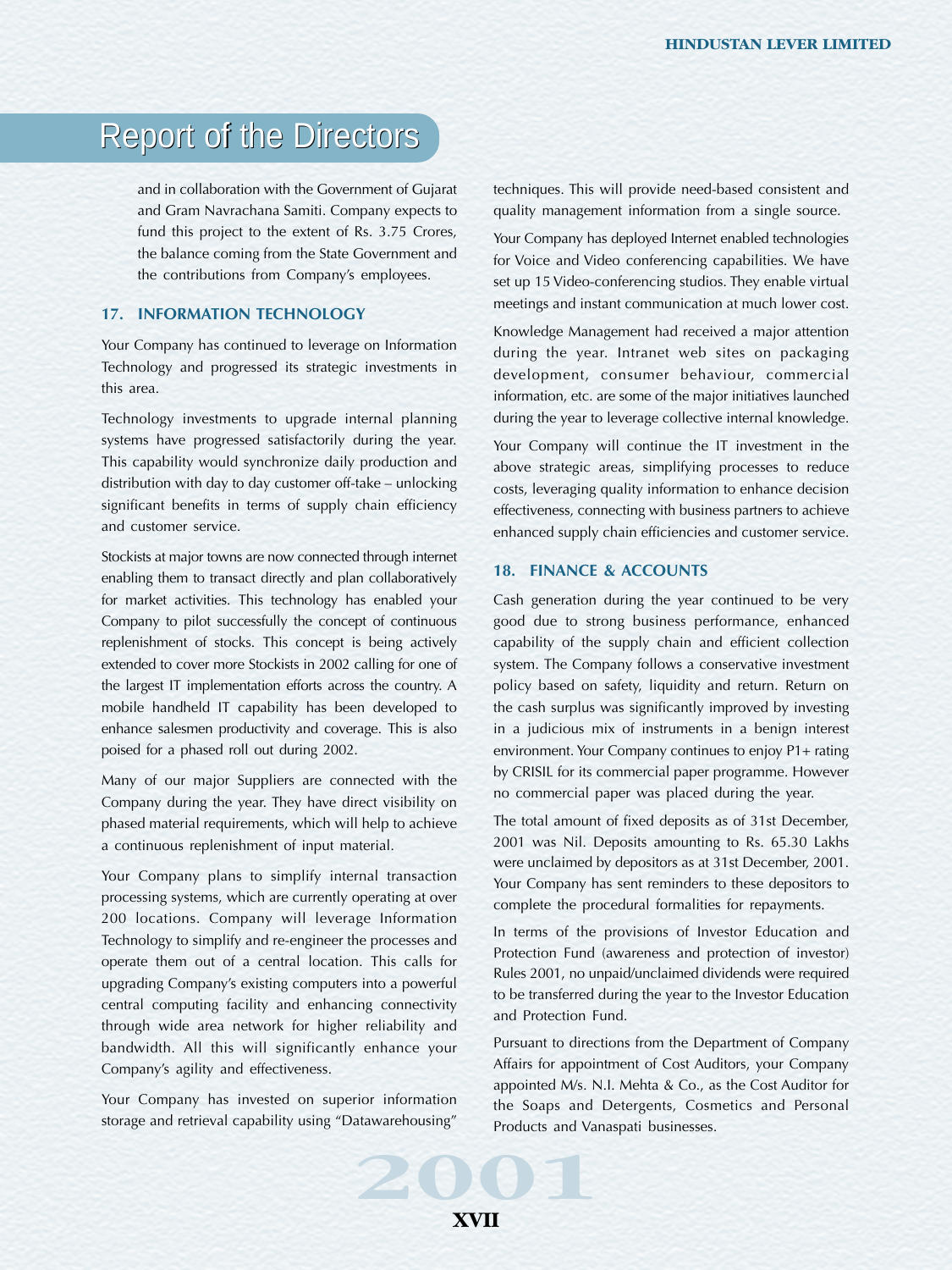# Report of the Directors

and in collaboration with the Government of Gujarat and Gram Navrachana Samiti. Company expects to fund this project to the extent of Rs. 3.75 Crores, the balance coming from the State Government and the contributions from Company's employees.

## 17. INFORMATION TECHNOLOGY

Your Company has continued to leverage on Information Technology and progressed its strategic investments in this area.

Technology investments to upgrade internal planning systems have progressed satisfactorily during the year. This capability would synchronize daily production and distribution with day to day customer off-take – unlocking significant benefits in terms of supply chain efficiency and customer service.

Stockists at major towns are now connected through internet enabling them to transact directly and plan collaboratively for market activities. This technology has enabled your Company to pilot successfully the concept of continuous replenishment of stocks. This concept is being actively extended to cover more Stockists in 2002 calling for one of the largest IT implementation efforts across the country. A mobile handheld IT capability has been developed to enhance salesmen productivity and coverage. This is also poised for a phased roll out during 2002.

Many of our major Suppliers are connected with the Company during the year. They have direct visibility on phased material requirements, which will help to achieve a continuous replenishment of input material.

Your Company plans to simplify internal transaction processing systems, which are currently operating at over 200 locations. Company will leverage Information Technology to simplify and re-engineer the processes and operate them out of a central location. This calls for upgrading Company's existing computers into a powerful central computing facility and enhancing connectivity through wide area network for higher reliability and bandwidth. All this will significantly enhance your Company's agility and effectiveness.

Your Company has invested on superior information storage and retrieval capability using "Datawarehousing" techniques. This will provide need-based consistent and quality management information from a single source.

Your Company has deployed Internet enabled technologies for Voice and Video conferencing capabilities. We have set up 15 Video-conferencing studios. They enable virtual meetings and instant communication at much lower cost.

Knowledge Management had received a major attention during the year. Intranet web sites on packaging development, consumer behaviour, commercial information, etc. are some of the major initiatives launched during the year to leverage collective internal knowledge.

Your Company will continue the IT investment in the above strategic areas, simplifying processes to reduce costs, leveraging quality information to enhance decision effectiveness, connecting with business partners to achieve enhanced supply chain efficiencies and customer service.

## 18. FINANCE & ACCOUNTS

Cash generation during the year continued to be very good due to strong business performance, enhanced capability of the supply chain and efficient collection system. The Company follows a conservative investment policy based on safety, liquidity and return. Return on the cash surplus was significantly improved by investing in a judicious mix of instruments in a benign interest environment. Your Company continues to enjoy P1+ rating by CRISIL for its commercial paper programme. However no commercial paper was placed during the year.

The total amount of fixed deposits as of 31st December, 2001 was Nil. Deposits amounting to Rs. 65.30 Lakhs were unclaimed by depositors as at 31st December, 2001. Your Company has sent reminders to these depositors to complete the procedural formalities for repayments.

In terms of the provisions of Investor Education and Protection Fund (awareness and protection of investor) Rules 2001, no unpaid/unclaimed dividends were required to be transferred during the year to the Investor Education and Protection Fund.

Pursuant to directions from the Department of Company Affairs for appointment of Cost Auditors, your Company appointed M/s. N.I. Mehta & Co., as the Cost Auditor for the Soaps and Detergents, Cosmetics and Personal Products and Vanaspati businesses.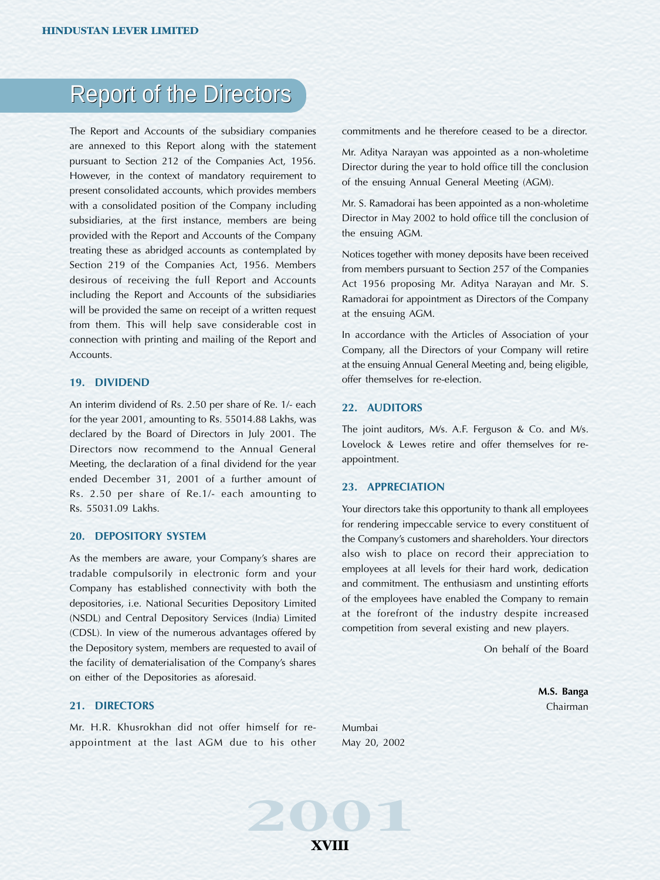# Report of the Directors

The Report and Accounts of the subsidiary companies are annexed to this Report along with the statement pursuant to Section 212 of the Companies Act, 1956. However, in the context of mandatory requirement to present consolidated accounts, which provides members with a consolidated position of the Company including subsidiaries, at the first instance, members are being provided with the Report and Accounts of the Company treating these as abridged accounts as contemplated by Section 219 of the Companies Act, 1956. Members desirous of receiving the full Report and Accounts including the Report and Accounts of the subsidiaries will be provided the same on receipt of a written request from them. This will help save considerable cost in connection with printing and mailing of the Report and Accounts.

### 19. DIVIDEND

An interim dividend of Rs. 2.50 per share of Re. 1/- each for the year 2001, amounting to Rs. 55014.88 Lakhs, was declared by the Board of Directors in July 2001. The Directors now recommend to the Annual General Meeting, the declaration of a final dividend for the year ended December 31, 2001 of a further amount of Rs. 2.50 per share of Re.1/- each amounting to Rs. 55031.09 Lakhs.

### 20. DEPOSITORY SYSTEM

As the members are aware, your Company's shares are tradable compulsorily in electronic form and your Company has established connectivity with both the depositories, i.e. National Securities Depository Limited (NSDL) and Central Depository Services (India) Limited (CDSL). In view of the numerous advantages offered by the Depository system, members are requested to avail of the facility of dematerialisation of the Company's shares on either of the Depositories as aforesaid.

### 21. DIRECTORS

Mr. H.R. Khusrokhan did not offer himself for re-appointment at the last AGM due to his other commitments and he therefore ceased to be a director.

Mr. Aditya Narayan was appointed as a non-wholetime Director during the year to hold office till the conclusion of the ensuing Annual General Meeting (AGM).

Mr. S. Ramadorai has been appointed as a non-wholetime Director in May 2002 to hold office till the conclusion of the ensuing AGM.

Notices together with money deposits have been received from members pursuant to Section 257 of the Companies Act 1956 proposing Mr. Aditya Narayan and Mr. S. Ramadorai for appointment as Directors of the Company at the ensuing AGM.

In accordance with the Articles of Association of your Company, all the Directors of your Company will retire at the ensuing Annual General Meeting and, being eligible, offer themselves for re-election.

### 22. AUDITORS

The joint auditors, M/s. A.F. Ferguson & Co. and M/s. Lovelock & Lewes retire and offer themselves for re-appointment.

### 23. APPRECIATION

Your directors take this opportunity to thank all employees for rendering impeccable service to every constituent of the Company's customers and shareholders. Your directors also wish to place on record their appreciation to employees at all levels for their hard work, dedication and commitment. The enthusiasm and unstinting efforts of the employees have enabled the Company to remain at the forefront of the industry despite increased competition from several existing and new players.

On behalf of the Board

**M.S. Banga**
Chairman

Mumbai
May 20, 2002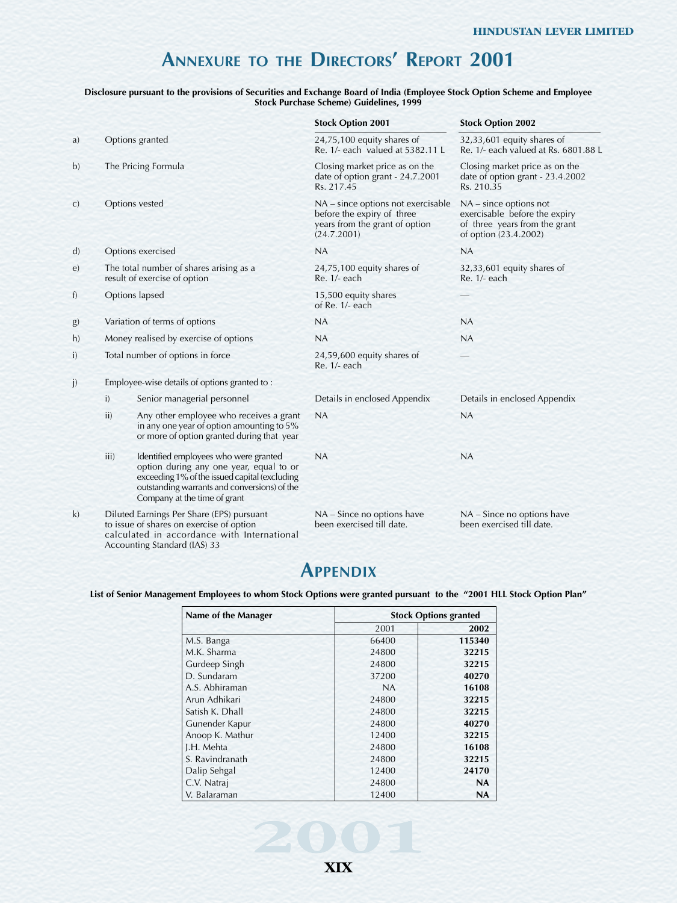# ANNEXURE TO THE DIRECTORS' REPORT 2001

**Disclosure pursuant to the provisions of Securities and Exchange Board of India (Employee Stock Option Scheme and Employee Stock Purchase Scheme) Guidelines, 1999**

| | | | Stock Option 2001 | Stock Option 2002 |
|---|---|---|---|---|
| a) | Options granted | | 24,75,100 equity shares of Re. 1/- each valued at 5382.11 L | 32,33,601 equity shares of Re. 1/- each valued at Rs. 6801.88 L |
| b) | The Pricing Formula | | Closing market price as on the date of option grant - 24.7.2001 Rs. 217.45 | Closing market price as on the date of option grant - 23.4.2002 Rs. 210.35 |
| c) | Options vested | | NA – since options not exercisable before the expiry of three years from the grant of option (24.7.2001) | NA – since options not exercisable before the expiry of three years from the grant of option (23.4.2002) |
| d) | Options exercised | | NA | NA |
| e) | The total number of shares arising as a result of exercise of option | | 24,75,100 equity shares of Re. 1/- each | 32,33,601 equity shares of Re. 1/- each |
| f) | Options lapsed | | 15,500 equity shares of Re. 1/- each | — |
| g) | Variation of terms of options | | NA | NA |
| h) | Money realised by exercise of options | | NA | NA |
| i) | Total number of options in force | | 24,59,600 equity shares of Re. 1/- each | — |
| j) | Employee-wise details of options granted to : | | | |
| | i) | Senior managerial personnel | Details in enclosed Appendix | Details in enclosed Appendix |
| | ii) | Any other employee who receives a grant in any one year of option amounting to 5% or more of option granted during that year | NA | NA |
| | iii) | Identified employees who were granted option during any one year, equal to or exceeding 1% of the issued capital (excluding outstanding warrants and conversions) of the Company at the time of grant | NA | NA |
| k) | Diluted Earnings Per Share (EPS) pursuant to issue of shares on exercise of option calculated in accordance with International Accounting Standard (IAS) 33 | | NA – Since no options have been exercised till date. | NA – Since no options have been exercised till date. |

## APPENDIX

**List of Senior Management Employees to whom Stock Options were granted pursuant to the "2001 HLL Stock Option Plan"**

| Name of the Manager | Stock Options granted | |
|---|---|---|
| | 2001 | **2002** |
| M.S. Banga | 66400 | **115340** |
| M.K. Sharma | 24800 | **32215** |
| Gurdeep Singh | 24800 | **32215** |
| D. Sundaram | 37200 | **40270** |
| A.S. Abhiraman | NA | **16108** |
| Arun Adhikari | 24800 | **32215** |
| Satish K. Dhall | 24800 | **32215** |
| Gunender Kapur | 24800 | **40270** |
| Anoop K. Mathur | 12400 | **32215** |
| J.H. Mehta | 24800 | **16108** |
| S. Ravindranath | 24800 | **32215** |
| Dalip Sehgal | 12400 | **24170** |
| C.V. Natraj | 24800 | **NA** |
| V. Balaraman | 12400 | **NA** |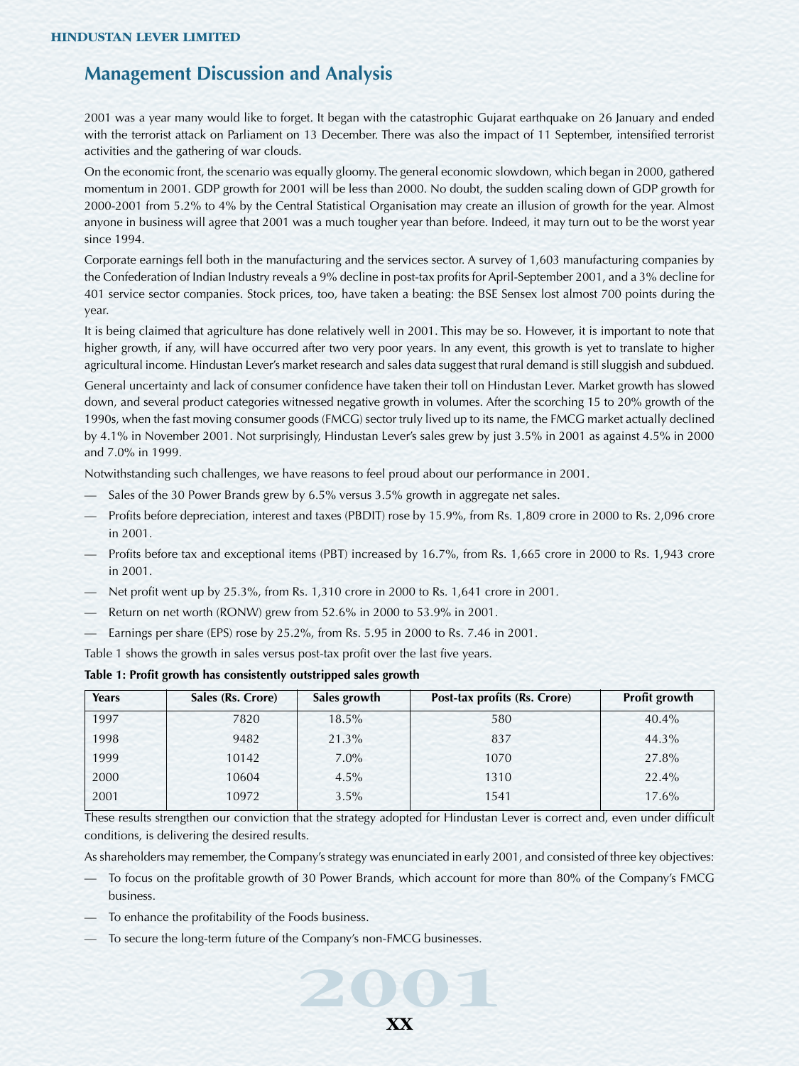## Management Discussion and Analysis

2001 was a year many would like to forget. It began with the catastrophic Gujarat earthquake on 26 January and ended with the terrorist attack on Parliament on 13 December. There was also the impact of 11 September, intensified terrorist activities and the gathering of war clouds.

On the economic front, the scenario was equally gloomy. The general economic slowdown, which began in 2000, gathered momentum in 2001. GDP growth for 2001 will be less than 2000. No doubt, the sudden scaling down of GDP growth for 2000-2001 from 5.2% to 4% by the Central Statistical Organisation may create an illusion of growth for the year. Almost anyone in business will agree that 2001 was a much tougher year than before. Indeed, it may turn out to be the worst year since 1994.

Corporate earnings fell both in the manufacturing and the services sector. A survey of 1,603 manufacturing companies by the Confederation of Indian Industry reveals a 9% decline in post-tax profits for April-September 2001, and a 3% decline for 401 service sector companies. Stock prices, too, have taken a beating: the BSE Sensex lost almost 700 points during the year.

It is being claimed that agriculture has done relatively well in 2001. This may be so. However, it is important to note that higher growth, if any, will have occurred after two very poor years. In any event, this growth is yet to translate to higher agricultural income. Hindustan Lever's market research and sales data suggest that rural demand is still sluggish and subdued.

General uncertainty and lack of consumer confidence have taken their toll on Hindustan Lever. Market growth has slowed down, and several product categories witnessed negative growth in volumes. After the scorching 15 to 20% growth of the 1990s, when the fast moving consumer goods (FMCG) sector truly lived up to its name, the FMCG market actually declined by 4.1% in November 2001. Not surprisingly, Hindustan Lever's sales grew by just 3.5% in 2001 as against 4.5% in 2000 and 7.0% in 1999.

Notwithstanding such challenges, we have reasons to feel proud about our performance in 2001.

- Sales of the 30 Power Brands grew by 6.5% versus 3.5% growth in aggregate net sales.
- Profits before depreciation, interest and taxes (PBDIT) rose by 15.9%, from Rs. 1,809 crore in 2000 to Rs. 2,096 crore in 2001.
- Profits before tax and exceptional items (PBT) increased by 16.7%, from Rs. 1,665 crore in 2000 to Rs. 1,943 crore in 2001.
- Net profit went up by 25.3%, from Rs. 1,310 crore in 2000 to Rs. 1,641 crore in 2001.
- Return on net worth (RONW) grew from 52.6% in 2000 to 53.9% in 2001.
- Earnings per share (EPS) rose by 25.2%, from Rs. 5.95 in 2000 to Rs. 7.46 in 2001.

Table 1 shows the growth in sales versus post-tax profit over the last five years.

**Table 1: Profit growth has consistently outstripped sales growth**

| Years | Sales (Rs. Crore) | Sales growth | Post-tax profits (Rs. Crore) | Profit growth |
|---|---|---|---|---|
| 1997 | 7820 | 18.5% | 580 | 40.4% |
| 1998 | 9482 | 21.3% | 837 | 44.3% |
| 1999 | 10142 | 7.0% | 1070 | 27.8% |
| 2000 | 10604 | 4.5% | 1310 | 22.4% |
| 2001 | 10972 | 3.5% | 1541 | 17.6% |

These results strengthen our conviction that the strategy adopted for Hindustan Lever is correct and, even under difficult conditions, is delivering the desired results.

As shareholders may remember, the Company's strategy was enunciated in early 2001, and consisted of three key objectives:

- To focus on the profitable growth of 30 Power Brands, which account for more than 80% of the Company's FMCG business.
- To enhance the profitability of the Foods business.
- To secure the long-term future of the Company's non-FMCG businesses.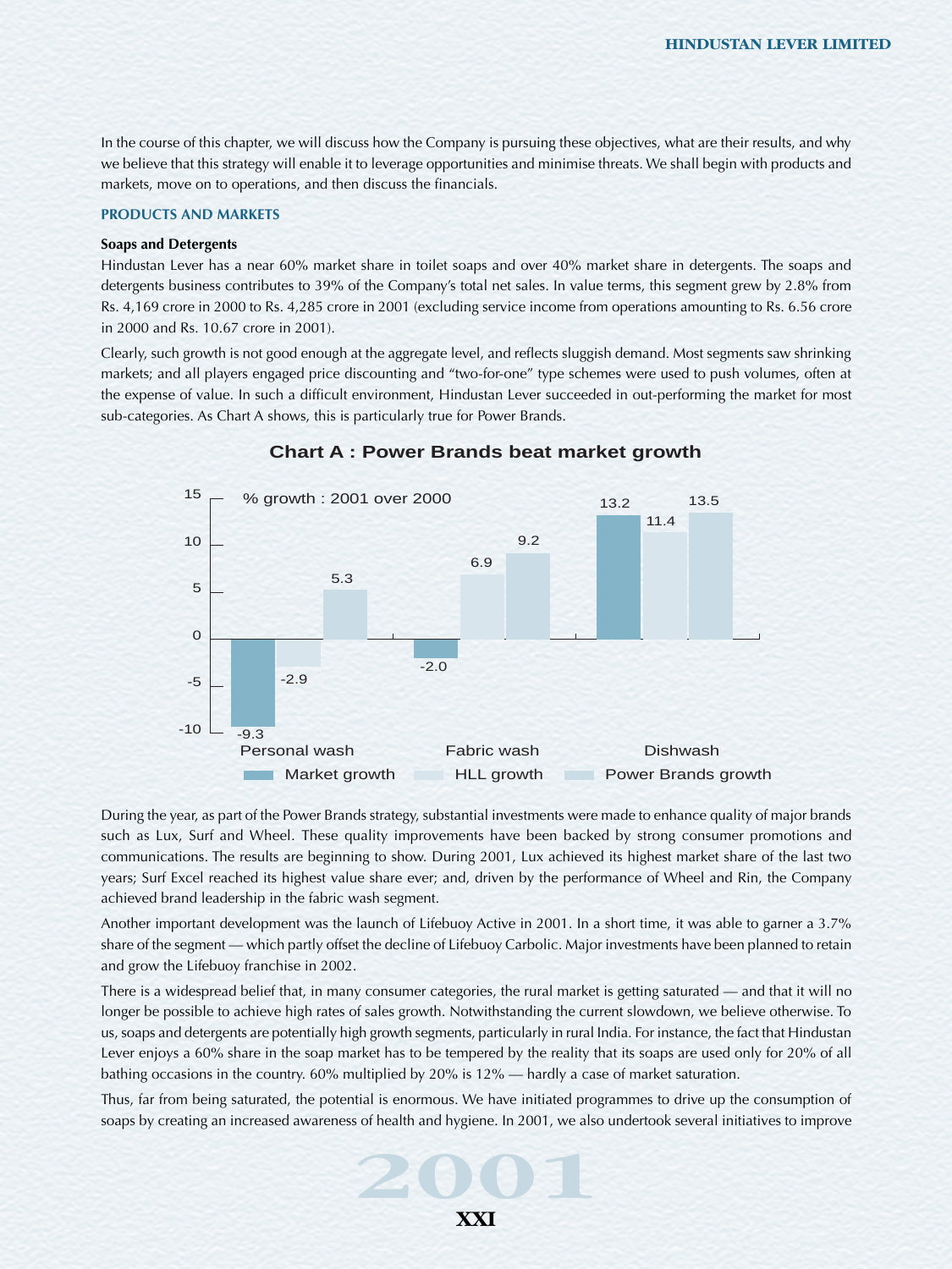In the course of this chapter, we will discuss how the Company is pursuing these objectives, what are their results, and why we believe that this strategy will enable it to leverage opportunities and minimise threats. We shall begin with products and markets, move on to operations, and then discuss the financials.

## PRODUCTS AND MARKETS

### Soaps and Detergents

Hindustan Lever has a near 60% market share in toilet soaps and over 40% market share in detergents. The soaps and detergents business contributes to 39% of the Company's total net sales. In value terms, this segment grew by 2.8% from Rs. 4,169 crore in 2000 to Rs. 4,285 crore in 2001 (excluding service income from operations amounting to Rs. 6.56 crore in 2000 and Rs. 10.67 crore in 2001).

Clearly, such growth is not good enough at the aggregate level, and reflects sluggish demand. Most segments saw shrinking markets; and all players engaged price discounting and "two-for-one" type schemes were used to push volumes, often at the expense of value. In such a difficult environment, Hindustan Lever succeeded in out-performing the market for most sub-categories. As Chart A shows, this is particularly true for Power Brands.

**Chart A : Power Brands beat market growth**

% growth : 2001 over 2000

| | Market growth | HLL growth | Power Brands growth |
|---|---|---|---|
| Personal wash | -9.3 | -2.9 | 5.3 |
| Fabric wash | -2.0 | 6.9 | 9.2 |
| Dishwash | 13.2 | 11.4 | 13.5 |

During the year, as part of the Power Brands strategy, substantial investments were made to enhance quality of major brands such as Lux, Surf and Wheel. These quality improvements have been backed by strong consumer promotions and communications. The results are beginning to show. During 2001, Lux achieved its highest market share of the last two years; Surf Excel reached its highest value share ever; and, driven by the performance of Wheel and Rin, the Company achieved brand leadership in the fabric wash segment.

Another important development was the launch of Lifebuoy Active in 2001. In a short time, it was able to garner a 3.7% share of the segment — which partly offset the decline of Lifebuoy Carbolic. Major investments have been planned to retain and grow the Lifebuoy franchise in 2002.

There is a widespread belief that, in many consumer categories, the rural market is getting saturated — and that it will no longer be possible to achieve high rates of sales growth. Notwithstanding the current slowdown, we believe otherwise. To us, soaps and detergents are potentially high growth segments, particularly in rural India. For instance, the fact that Hindustan Lever enjoys a 60% share in the soap market has to be tempered by the reality that its soaps are used only for 20% of all bathing occasions in the country. 60% multiplied by 20% is 12% — hardly a case of market saturation.

Thus, far from being saturated, the potential is enormous. We have initiated programmes to drive up the consumption of soaps by creating an increased awareness of health and hygiene. In 2001, we also undertook several initiatives to improve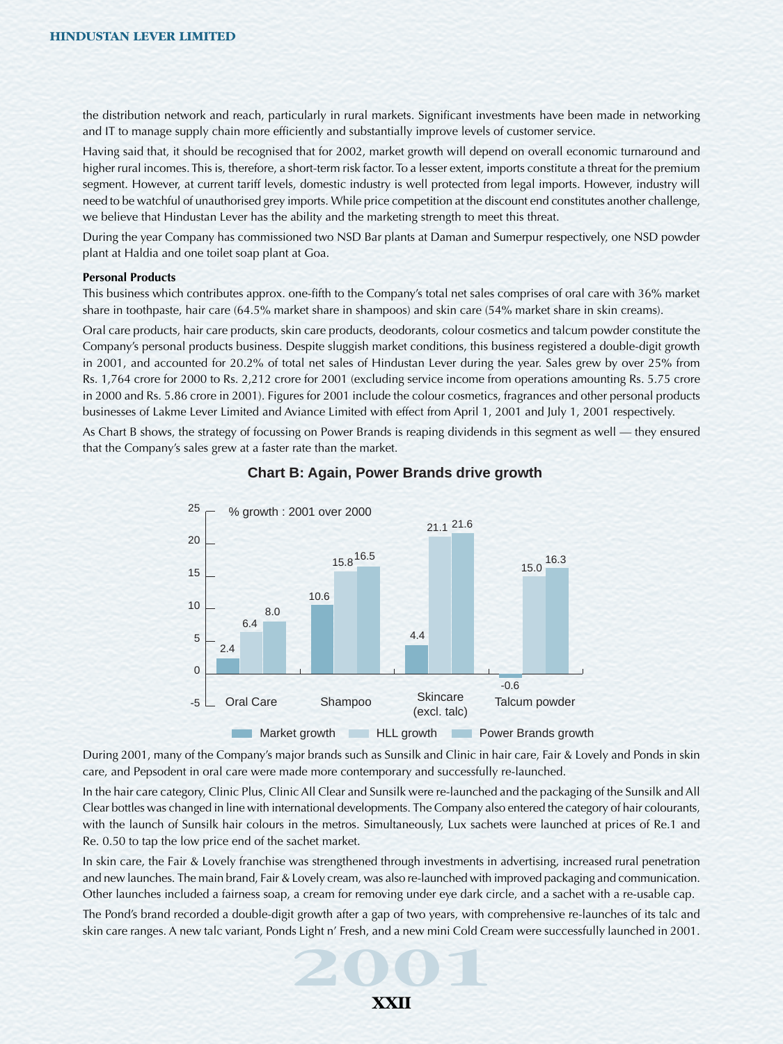the distribution network and reach, particularly in rural markets. Significant investments have been made in networking and IT to manage supply chain more efficiently and substantially improve levels of customer service.

Having said that, it should be recognised that for 2002, market growth will depend on overall economic turnaround and higher rural incomes. This is, therefore, a short-term risk factor. To a lesser extent, imports constitute a threat for the premium segment. However, at current tariff levels, domestic industry is well protected from legal imports. However, industry will need to be watchful of unauthorised grey imports. While price competition at the discount end constitutes another challenge, we believe that Hindustan Lever has the ability and the marketing strength to meet this threat.

During the year Company has commissioned two NSD Bar plants at Daman and Sumerpur respectively, one NSD powder plant at Haldia and one toilet soap plant at Goa.

**Personal Products**

This business which contributes approx. one-fifth to the Company's total net sales comprises of oral care with 36% market share in toothpaste, hair care (64.5% market share in shampoos) and skin care (54% market share in skin creams).

Oral care products, hair care products, skin care products, deodorants, colour cosmetics and talcum powder constitute the Company's personal products business. Despite sluggish market conditions, this business registered a double-digit growth in 2001, and accounted for 20.2% of total net sales of Hindustan Lever during the year. Sales grew by over 25% from Rs. 1,764 crore for 2000 to Rs. 2,212 crore for 2001 (excluding service income from operations amounting Rs. 5.75 crore in 2000 and Rs. 5.86 crore in 2001). Figures for 2001 include the colour cosmetics, fragrances and other personal products businesses of Lakme Lever Limited and Aviance Limited with effect from April 1, 2001 and July 1, 2001 respectively.

As Chart B shows, the strategy of focussing on Power Brands is reaping dividends in this segment as well — they ensured that the Company's sales grew at a faster rate than the market.

**Chart B: Again, Power Brands drive growth**

% growth : 2001 over 2000

| | Market growth | HLL growth | Power Brands growth |
|---|---|---|---|
| Oral Care | 2.4 | 6.4 | 8.0 |
| Shampoo | 10.6 | 15.8 | 16.5 |
| Skincare (excl. talc) | 4.4 | 21.1 | 21.6 |
| Talcum powder | -0.6 | 15.0 | 16.3 |

During 2001, many of the Company's major brands such as Sunsilk and Clinic in hair care, Fair & Lovely and Ponds in skin care, and Pepsodent in oral care were made more contemporary and successfully re-launched.

In the hair care category, Clinic Plus, Clinic All Clear and Sunsilk were re-launched and the packaging of the Sunsilk and All Clear bottles was changed in line with international developments. The Company also entered the category of hair colourants, with the launch of Sunsilk hair colours in the metros. Simultaneously, Lux sachets were launched at prices of Re.1 and Re. 0.50 to tap the low price end of the sachet market.

In skin care, the Fair & Lovely franchise was strengthened through investments in advertising, increased rural penetration and new launches. The main brand, Fair & Lovely cream, was also re-launched with improved packaging and communication. Other launches included a fairness soap, a cream for removing under eye dark circle, and a sachet with a re-usable cap.

The Pond's brand recorded a double-digit growth after a gap of two years, with comprehensive re-launches of its talc and skin care ranges. A new talc variant, Ponds Light n' Fresh, and a new mini Cold Cream were successfully launched in 2001.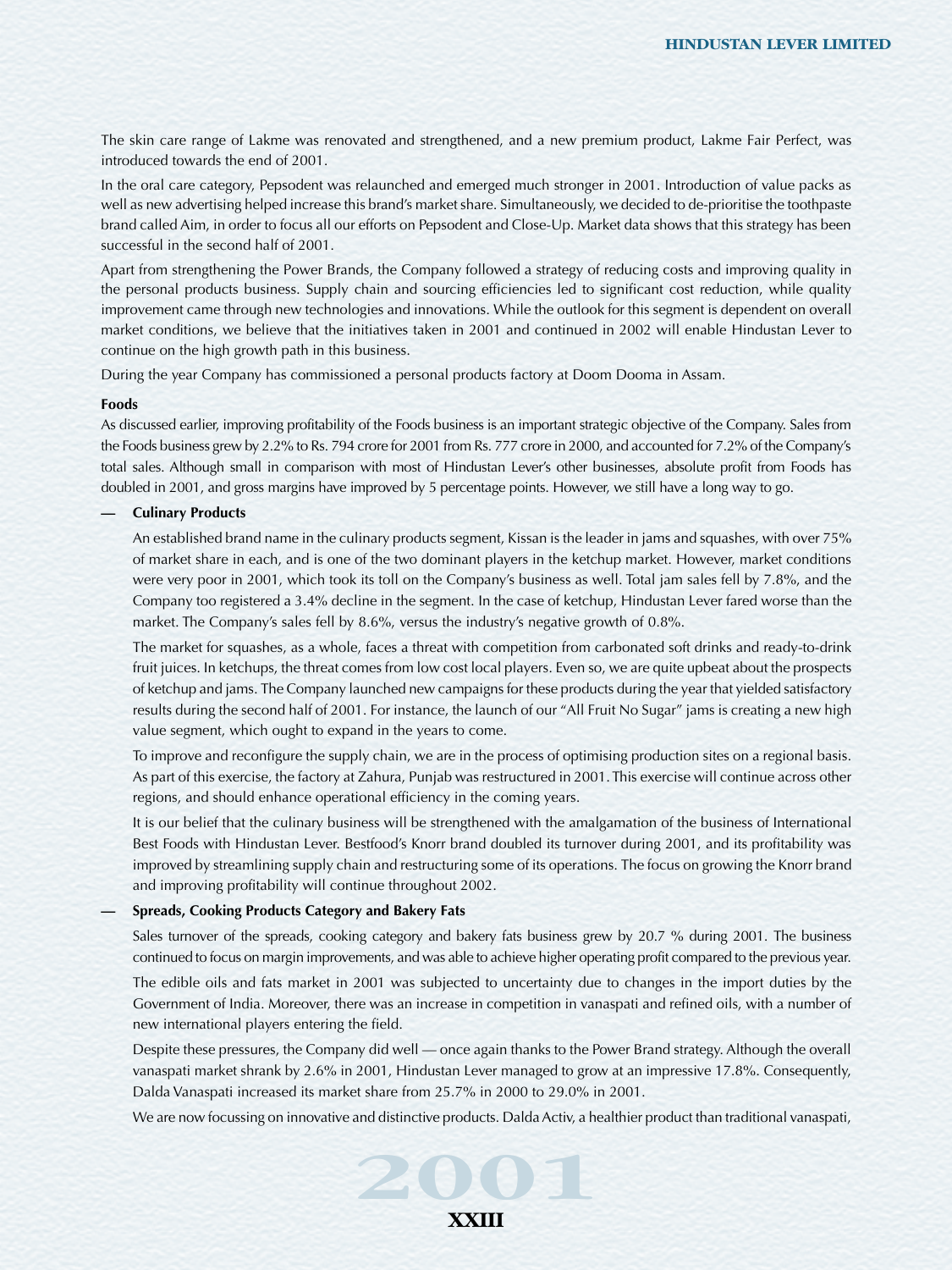The skin care range of Lakme was renovated and strengthened, and a new premium product, Lakme Fair Perfect, was introduced towards the end of 2001.

In the oral care category, Pepsodent was relaunched and emerged much stronger in 2001. Introduction of value packs as well as new advertising helped increase this brand's market share. Simultaneously, we decided to de-prioritise the toothpaste brand called Aim, in order to focus all our efforts on Pepsodent and Close-Up. Market data shows that this strategy has been successful in the second half of 2001.

Apart from strengthening the Power Brands, the Company followed a strategy of reducing costs and improving quality in the personal products business. Supply chain and sourcing efficiencies led to significant cost reduction, while quality improvement came through new technologies and innovations. While the outlook for this segment is dependent on overall market conditions, we believe that the initiatives taken in 2001 and continued in 2002 will enable Hindustan Lever to continue on the high growth path in this business.

During the year Company has commissioned a personal products factory at Doom Dooma in Assam.

**Foods**

As discussed earlier, improving profitability of the Foods business is an important strategic objective of the Company. Sales from the Foods business grew by 2.2% to Rs. 794 crore for 2001 from Rs. 777 crore in 2000, and accounted for 7.2% of the Company's total sales. Although small in comparison with most of Hindustan Lever's other businesses, absolute profit from Foods has doubled in 2001, and gross margins have improved by 5 percentage points. However, we still have a long way to go.

— **Culinary Products**

An established brand name in the culinary products segment, Kissan is the leader in jams and squashes, with over 75% of market share in each, and is one of the two dominant players in the ketchup market. However, market conditions were very poor in 2001, which took its toll on the Company's business as well. Total jam sales fell by 7.8%, and the Company too registered a 3.4% decline in the segment. In the case of ketchup, Hindustan Lever fared worse than the market. The Company's sales fell by 8.6%, versus the industry's negative growth of 0.8%.

The market for squashes, as a whole, faces a threat with competition from carbonated soft drinks and ready-to-drink fruit juices. In ketchups, the threat comes from low cost local players. Even so, we are quite upbeat about the prospects of ketchup and jams. The Company launched new campaigns for these products during the year that yielded satisfactory results during the second half of 2001. For instance, the launch of our "All Fruit No Sugar" jams is creating a new high value segment, which ought to expand in the years to come.

To improve and reconfigure the supply chain, we are in the process of optimising production sites on a regional basis. As part of this exercise, the factory at Zahura, Punjab was restructured in 2001. This exercise will continue across other regions, and should enhance operational efficiency in the coming years.

It is our belief that the culinary business will be strengthened with the amalgamation of the business of International Best Foods with Hindustan Lever. Bestfood's Knorr brand doubled its turnover during 2001, and its profitability was improved by streamlining supply chain and restructuring some of its operations. The focus on growing the Knorr brand and improving profitability will continue throughout 2002.

— **Spreads, Cooking Products Category and Bakery Fats**

Sales turnover of the spreads, cooking category and bakery fats business grew by 20.7 % during 2001. The business continued to focus on margin improvements, and was able to achieve higher operating profit compared to the previous year.

The edible oils and fats market in 2001 was subjected to uncertainty due to changes in the import duties by the Government of India. Moreover, there was an increase in competition in vanaspati and refined oils, with a number of new international players entering the field.

Despite these pressures, the Company did well — once again thanks to the Power Brand strategy. Although the overall vanaspati market shrank by 2.6% in 2001, Hindustan Lever managed to grow at an impressive 17.8%. Consequently, Dalda Vanaspati increased its market share from 25.7% in 2000 to 29.0% in 2001.

We are now focussing on innovative and distinctive products. Dalda Activ, a healthier product than traditional vanaspati,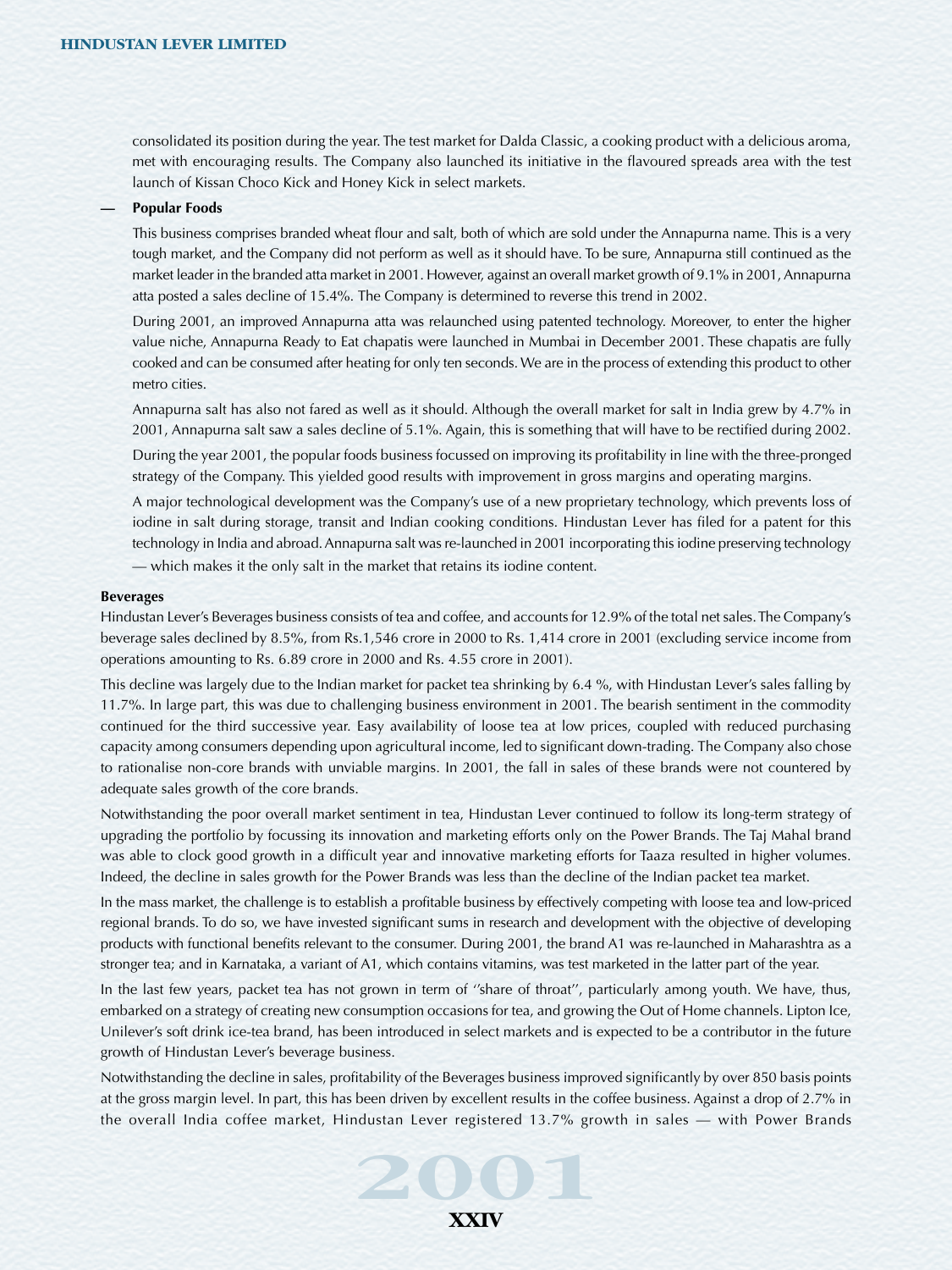consolidated its position during the year. The test market for Dalda Classic, a cooking product with a delicious aroma, met with encouraging results. The Company also launched its initiative in the flavoured spreads area with the test launch of Kissan Choco Kick and Honey Kick in select markets.

— **Popular Foods**

This business comprises branded wheat flour and salt, both of which are sold under the Annapurna name. This is a very tough market, and the Company did not perform as well as it should have. To be sure, Annapurna still continued as the market leader in the branded atta market in 2001. However, against an overall market growth of 9.1% in 2001, Annapurna atta posted a sales decline of 15.4%. The Company is determined to reverse this trend in 2002.

During 2001, an improved Annapurna atta was relaunched using patented technology. Moreover, to enter the higher value niche, Annapurna Ready to Eat chapatis were launched in Mumbai in December 2001. These chapatis are fully cooked and can be consumed after heating for only ten seconds. We are in the process of extending this product to other metro cities.

Annapurna salt has also not fared as well as it should. Although the overall market for salt in India grew by 4.7% in 2001, Annapurna salt saw a sales decline of 5.1%. Again, this is something that will have to be rectified during 2002.

During the year 2001, the popular foods business focussed on improving its profitability in line with the three-pronged strategy of the Company. This yielded good results with improvement in gross margins and operating margins.

A major technological development was the Company's use of a new proprietary technology, which prevents loss of iodine in salt during storage, transit and Indian cooking conditions. Hindustan Lever has filed for a patent for this technology in India and abroad. Annapurna salt was re-launched in 2001 incorporating this iodine preserving technology — which makes it the only salt in the market that retains its iodine content.

**Beverages**

Hindustan Lever's Beverages business consists of tea and coffee, and accounts for 12.9% of the total net sales. The Company's beverage sales declined by 8.5%, from Rs.1,546 crore in 2000 to Rs. 1,414 crore in 2001 (excluding service income from operations amounting to Rs. 6.89 crore in 2000 and Rs. 4.55 crore in 2001).

This decline was largely due to the Indian market for packet tea shrinking by 6.4 %, with Hindustan Lever's sales falling by 11.7%. In large part, this was due to challenging business environment in 2001. The bearish sentiment in the commodity continued for the third successive year. Easy availability of loose tea at low prices, coupled with reduced purchasing capacity among consumers depending upon agricultural income, led to significant down-trading. The Company also chose to rationalise non-core brands with unviable margins. In 2001, the fall in sales of these brands were not countered by adequate sales growth of the core brands.

Notwithstanding the poor overall market sentiment in tea, Hindustan Lever continued to follow its long-term strategy of upgrading the portfolio by focussing its innovation and marketing efforts only on the Power Brands. The Taj Mahal brand was able to clock good growth in a difficult year and innovative marketing efforts for Taaza resulted in higher volumes. Indeed, the decline in sales growth for the Power Brands was less than the decline of the Indian packet tea market.

In the mass market, the challenge is to establish a profitable business by effectively competing with loose tea and low-priced regional brands. To do so, we have invested significant sums in research and development with the objective of developing products with functional benefits relevant to the consumer. During 2001, the brand A1 was re-launched in Maharashtra as a stronger tea; and in Karnataka, a variant of A1, which contains vitamins, was test marketed in the latter part of the year.

In the last few years, packet tea has not grown in term of ''share of throat'', particularly among youth. We have, thus, embarked on a strategy of creating new consumption occasions for tea, and growing the Out of Home channels. Lipton Ice, Unilever's soft drink ice-tea brand, has been introduced in select markets and is expected to be a contributor in the future growth of Hindustan Lever's beverage business.

Notwithstanding the decline in sales, profitability of the Beverages business improved significantly by over 850 basis points at the gross margin level. In part, this has been driven by excellent results in the coffee business. Against a drop of 2.7% in the overall India coffee market, Hindustan Lever registered 13.7% growth in sales — with Power Brands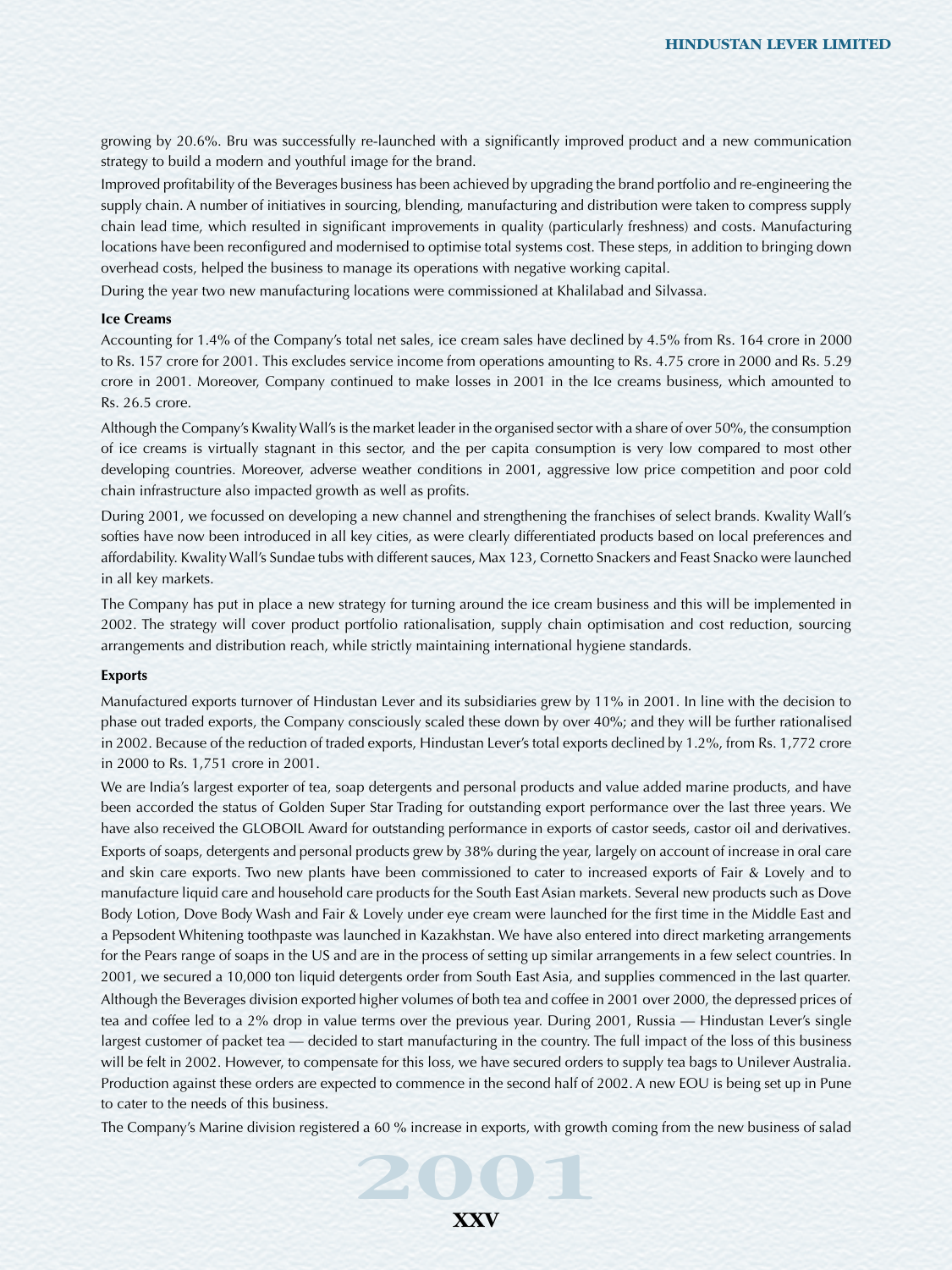growing by 20.6%. Bru was successfully re-launched with a significantly improved product and a new communication strategy to build a modern and youthful image for the brand.

Improved profitability of the Beverages business has been achieved by upgrading the brand portfolio and re-engineering the supply chain. A number of initiatives in sourcing, blending, manufacturing and distribution were taken to compress supply chain lead time, which resulted in significant improvements in quality (particularly freshness) and costs. Manufacturing locations have been reconfigured and modernised to optimise total systems cost. These steps, in addition to bringing down overhead costs, helped the business to manage its operations with negative working capital.

During the year two new manufacturing locations were commissioned at Khalilabad and Silvassa.

**Ice Creams**

Accounting for 1.4% of the Company's total net sales, ice cream sales have declined by 4.5% from Rs. 164 crore in 2000 to Rs. 157 crore for 2001. This excludes service income from operations amounting to Rs. 4.75 crore in 2000 and Rs. 5.29 crore in 2001. Moreover, Company continued to make losses in 2001 in the Ice creams business, which amounted to Rs. 26.5 crore.

Although the Company's Kwality Wall's is the market leader in the organised sector with a share of over 50%, the consumption of ice creams is virtually stagnant in this sector, and the per capita consumption is very low compared to most other developing countries. Moreover, adverse weather conditions in 2001, aggressive low price competition and poor cold chain infrastructure also impacted growth as well as profits.

During 2001, we focussed on developing a new channel and strengthening the franchises of select brands. Kwality Wall's softies have now been introduced in all key cities, as were clearly differentiated products based on local preferences and affordability. Kwality Wall's Sundae tubs with different sauces, Max 123, Cornetto Snackers and Feast Snacko were launched in all key markets.

The Company has put in place a new strategy for turning around the ice cream business and this will be implemented in 2002. The strategy will cover product portfolio rationalisation, supply chain optimisation and cost reduction, sourcing arrangements and distribution reach, while strictly maintaining international hygiene standards.

**Exports**

Manufactured exports turnover of Hindustan Lever and its subsidiaries grew by 11% in 2001. In line with the decision to phase out traded exports, the Company consciously scaled these down by over 40%; and they will be further rationalised in 2002. Because of the reduction of traded exports, Hindustan Lever's total exports declined by 1.2%, from Rs. 1,772 crore in 2000 to Rs. 1,751 crore in 2001.

We are India's largest exporter of tea, soap detergents and personal products and value added marine products, and have been accorded the status of Golden Super Star Trading for outstanding export performance over the last three years. We have also received the GLOBOIL Award for outstanding performance in exports of castor seeds, castor oil and derivatives.

Exports of soaps, detergents and personal products grew by 38% during the year, largely on account of increase in oral care and skin care exports. Two new plants have been commissioned to cater to increased exports of Fair & Lovely and to manufacture liquid care and household care products for the South East Asian markets. Several new products such as Dove Body Lotion, Dove Body Wash and Fair & Lovely under eye cream were launched for the first time in the Middle East and a Pepsodent Whitening toothpaste was launched in Kazakhstan. We have also entered into direct marketing arrangements for the Pears range of soaps in the US and are in the process of setting up similar arrangements in a few select countries. In 2001, we secured a 10,000 ton liquid detergents order from South East Asia, and supplies commenced in the last quarter.

Although the Beverages division exported higher volumes of both tea and coffee in 2001 over 2000, the depressed prices of tea and coffee led to a 2% drop in value terms over the previous year. During 2001, Russia — Hindustan Lever's single largest customer of packet tea — decided to start manufacturing in the country. The full impact of the loss of this business will be felt in 2002. However, to compensate for this loss, we have secured orders to supply tea bags to Unilever Australia. Production against these orders are expected to commence in the second half of 2002. A new EOU is being set up in Pune to cater to the needs of this business.

The Company's Marine division registered a 60 % increase in exports, with growth coming from the new business of salad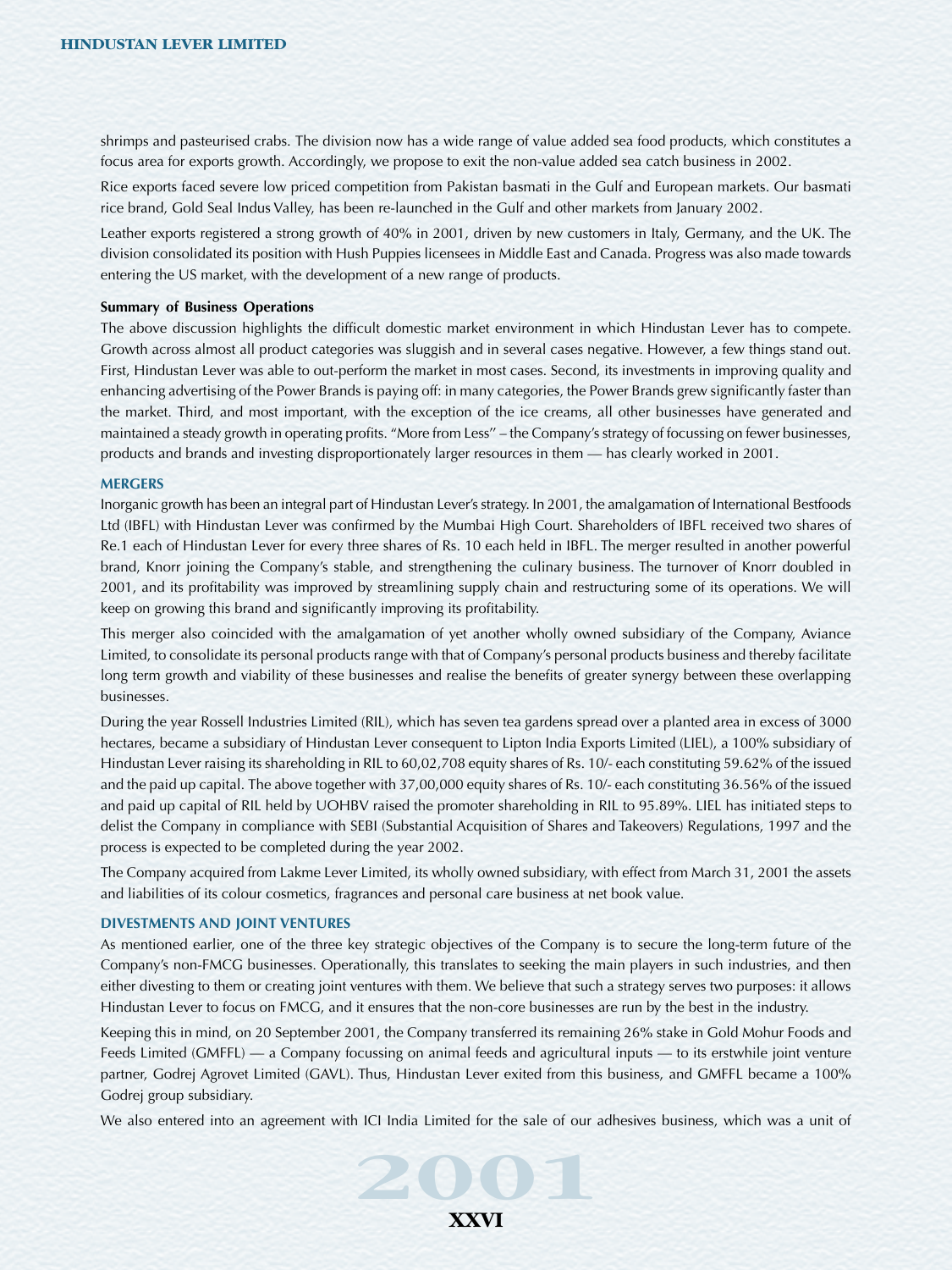shrimps and pasteurised crabs. The division now has a wide range of value added sea food products, which constitutes a focus area for exports growth. Accordingly, we propose to exit the non-value added sea catch business in 2002.

Rice exports faced severe low priced competition from Pakistan basmati in the Gulf and European markets. Our basmati rice brand, Gold Seal Indus Valley, has been re-launched in the Gulf and other markets from January 2002.

Leather exports registered a strong growth of 40% in 2001, driven by new customers in Italy, Germany, and the UK. The division consolidated its position with Hush Puppies licensees in Middle East and Canada. Progress was also made towards entering the US market, with the development of a new range of products.

**Summary of Business Operations**

The above discussion highlights the difficult domestic market environment in which Hindustan Lever has to compete. Growth across almost all product categories was sluggish and in several cases negative. However, a few things stand out. First, Hindustan Lever was able to out-perform the market in most cases. Second, its investments in improving quality and enhancing advertising of the Power Brands is paying off: in many categories, the Power Brands grew significantly faster than the market. Third, and most important, with the exception of the ice creams, all other businesses have generated and maintained a steady growth in operating profits. "More from Less" – the Company's strategy of focussing on fewer businesses, products and brands and investing disproportionately larger resources in them — has clearly worked in 2001.

## MERGERS

Inorganic growth has been an integral part of Hindustan Lever's strategy. In 2001, the amalgamation of International Bestfoods Ltd (IBFL) with Hindustan Lever was confirmed by the Mumbai High Court. Shareholders of IBFL received two shares of Re.1 each of Hindustan Lever for every three shares of Rs. 10 each held in IBFL. The merger resulted in another powerful brand, Knorr joining the Company's stable, and strengthening the culinary business. The turnover of Knorr doubled in 2001, and its profitability was improved by streamlining supply chain and restructuring some of its operations. We will keep on growing this brand and significantly improving its profitability.

This merger also coincided with the amalgamation of yet another wholly owned subsidiary of the Company, Aviance Limited, to consolidate its personal products range with that of Company's personal products business and thereby facilitate long term growth and viability of these businesses and realise the benefits of greater synergy between these overlapping businesses.

During the year Rossell Industries Limited (RIL), which has seven tea gardens spread over a planted area in excess of 3000 hectares, became a subsidiary of Hindustan Lever consequent to Lipton India Exports Limited (LIEL), a 100% subsidiary of Hindustan Lever raising its shareholding in RIL to 60,02,708 equity shares of Rs. 10/- each constituting 59.62% of the issued and the paid up capital. The above together with 37,00,000 equity shares of Rs. 10/- each constituting 36.56% of the issued and paid up capital of RIL held by UOHBV raised the promoter shareholding in RIL to 95.89%. LIEL has initiated steps to delist the Company in compliance with SEBI (Substantial Acquisition of Shares and Takeovers) Regulations, 1997 and the process is expected to be completed during the year 2002.

The Company acquired from Lakme Lever Limited, its wholly owned subsidiary, with effect from March 31, 2001 the assets and liabilities of its colour cosmetics, fragrances and personal care business at net book value.

## DIVESTMENTS AND JOINT VENTURES

As mentioned earlier, one of the three key strategic objectives of the Company is to secure the long-term future of the Company's non-FMCG businesses. Operationally, this translates to seeking the main players in such industries, and then either divesting to them or creating joint ventures with them. We believe that such a strategy serves two purposes: it allows Hindustan Lever to focus on FMCG, and it ensures that the non-core businesses are run by the best in the industry.

Keeping this in mind, on 20 September 2001, the Company transferred its remaining 26% stake in Gold Mohur Foods and Feeds Limited (GMFFL) — a Company focussing on animal feeds and agricultural inputs — to its erstwhile joint venture partner, Godrej Agrovet Limited (GAVL). Thus, Hindustan Lever exited from this business, and GMFFL became a 100% Godrej group subsidiary.

We also entered into an agreement with ICI India Limited for the sale of our adhesives business, which was a unit of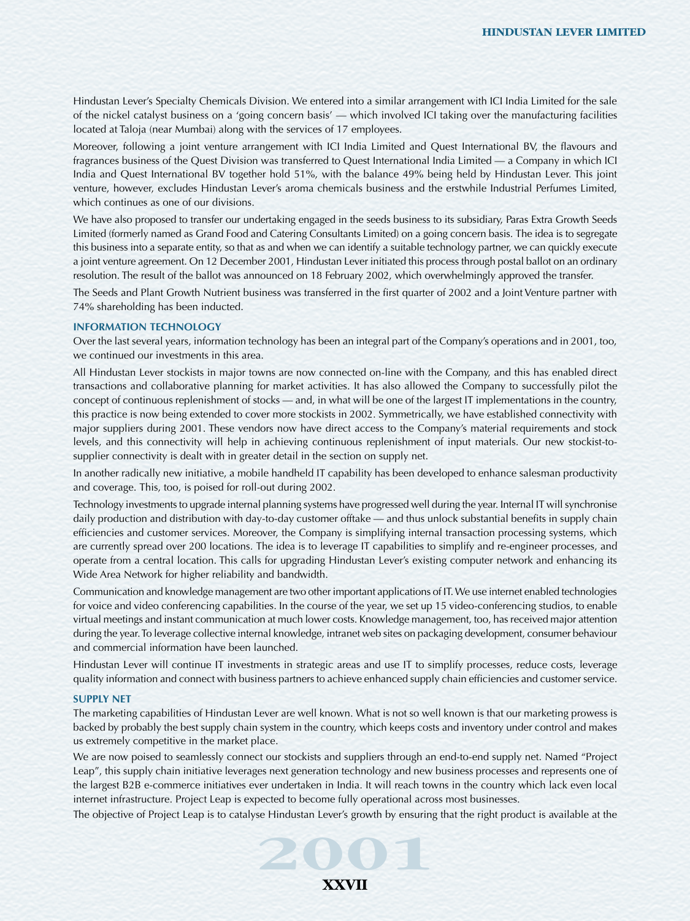Hindustan Lever's Specialty Chemicals Division. We entered into a similar arrangement with ICI India Limited for the sale of the nickel catalyst business on a 'going concern basis' — which involved ICI taking over the manufacturing facilities located at Taloja (near Mumbai) along with the services of 17 employees.

Moreover, following a joint venture arrangement with ICI India Limited and Quest International BV, the flavours and fragrances business of the Quest Division was transferred to Quest International India Limited — a Company in which ICI India and Quest International BV together hold 51%, with the balance 49% being held by Hindustan Lever. This joint venture, however, excludes Hindustan Lever's aroma chemicals business and the erstwhile Industrial Perfumes Limited, which continues as one of our divisions.

We have also proposed to transfer our undertaking engaged in the seeds business to its subsidiary, Paras Extra Growth Seeds Limited (formerly named as Grand Food and Catering Consultants Limited) on a going concern basis. The idea is to segregate this business into a separate entity, so that as and when we can identify a suitable technology partner, we can quickly execute a joint venture agreement. On 12 December 2001, Hindustan Lever initiated this process through postal ballot on an ordinary resolution. The result of the ballot was announced on 18 February 2002, which overwhelmingly approved the transfer.

The Seeds and Plant Growth Nutrient business was transferred in the first quarter of 2002 and a Joint Venture partner with 74% shareholding has been inducted.

## INFORMATION TECHNOLOGY

Over the last several years, information technology has been an integral part of the Company's operations and in 2001, too, we continued our investments in this area.

All Hindustan Lever stockists in major towns are now connected on-line with the Company, and this has enabled direct transactions and collaborative planning for market activities. It has also allowed the Company to successfully pilot the concept of continuous replenishment of stocks — and, in what will be one of the largest IT implementations in the country, this practice is now being extended to cover more stockists in 2002. Symmetrically, we have established connectivity with major suppliers during 2001. These vendors now have direct access to the Company's material requirements and stock levels, and this connectivity will help in achieving continuous replenishment of input materials. Our new stockist-to-supplier connectivity is dealt with in greater detail in the section on supply net.

In another radically new initiative, a mobile handheld IT capability has been developed to enhance salesman productivity and coverage. This, too, is poised for roll-out during 2002.

Technology investments to upgrade internal planning systems have progressed well during the year. Internal IT will synchronise daily production and distribution with day-to-day customer offtake — and thus unlock substantial benefits in supply chain efficiencies and customer services. Moreover, the Company is simplifying internal transaction processing systems, which are currently spread over 200 locations. The idea is to leverage IT capabilities to simplify and re-engineer processes, and operate from a central location. This calls for upgrading Hindustan Lever's existing computer network and enhancing its Wide Area Network for higher reliability and bandwidth.

Communication and knowledge management are two other important applications of IT. We use internet enabled technologies for voice and video conferencing capabilities. In the course of the year, we set up 15 video-conferencing studios, to enable virtual meetings and instant communication at much lower costs. Knowledge management, too, has received major attention during the year. To leverage collective internal knowledge, intranet web sites on packaging development, consumer behaviour and commercial information have been launched.

Hindustan Lever will continue IT investments in strategic areas and use IT to simplify processes, reduce costs, leverage quality information and connect with business partners to achieve enhanced supply chain efficiencies and customer service.

## SUPPLY NET

The marketing capabilities of Hindustan Lever are well known. What is not so well known is that our marketing prowess is backed by probably the best supply chain system in the country, which keeps costs and inventory under control and makes us extremely competitive in the market place.

We are now poised to seamlessly connect our stockists and suppliers through an end-to-end supply net. Named "Project Leap", this supply chain initiative leverages next generation technology and new business processes and represents one of the largest B2B e-commerce initiatives ever undertaken in India. It will reach towns in the country which lack even local internet infrastructure. Project Leap is expected to become fully operational across most businesses.

The objective of Project Leap is to catalyse Hindustan Lever's growth by ensuring that the right product is available at the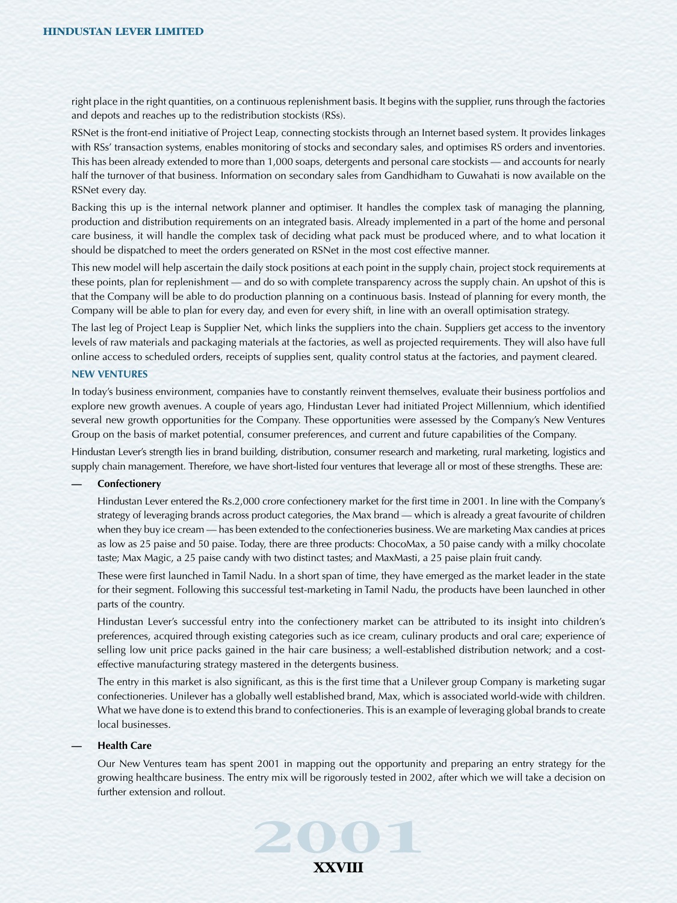right place in the right quantities, on a continuous replenishment basis. It begins with the supplier, runs through the factories and depots and reaches up to the redistribution stockists (RSs).

RSNet is the front-end initiative of Project Leap, connecting stockists through an Internet based system. It provides linkages with RSs' transaction systems, enables monitoring of stocks and secondary sales, and optimises RS orders and inventories. This has been already extended to more than 1,000 soaps, detergents and personal care stockists — and accounts for nearly half the turnover of that business. Information on secondary sales from Gandhidham to Guwahati is now available on the RSNet every day.

Backing this up is the internal network planner and optimiser. It handles the complex task of managing the planning, production and distribution requirements on an integrated basis. Already implemented in a part of the home and personal care business, it will handle the complex task of deciding what pack must be produced where, and to what location it should be dispatched to meet the orders generated on RSNet in the most cost effective manner.

This new model will help ascertain the daily stock positions at each point in the supply chain, project stock requirements at these points, plan for replenishment — and do so with complete transparency across the supply chain. An upshot of this is that the Company will be able to do production planning on a continuous basis. Instead of planning for every month, the Company will be able to plan for every day, and even for every shift, in line with an overall optimisation strategy.

The last leg of Project Leap is Supplier Net, which links the suppliers into the chain. Suppliers get access to the inventory levels of raw materials and packaging materials at the factories, as well as projected requirements. They will also have full online access to scheduled orders, receipts of supplies sent, quality control status at the factories, and payment cleared.

## NEW VENTURES

In today's business environment, companies have to constantly reinvent themselves, evaluate their business portfolios and explore new growth avenues. A couple of years ago, Hindustan Lever had initiated Project Millennium, which identified several new growth opportunities for the Company. These opportunities were assessed by the Company's New Ventures Group on the basis of market potential, consumer preferences, and current and future capabilities of the Company.

Hindustan Lever's strength lies in brand building, distribution, consumer research and marketing, rural marketing, logistics and supply chain management. Therefore, we have short-listed four ventures that leverage all or most of these strengths. These are:

— **Confectionery**

Hindustan Lever entered the Rs.2,000 crore confectionery market for the first time in 2001. In line with the Company's strategy of leveraging brands across product categories, the Max brand — which is already a great favourite of children when they buy ice cream — has been extended to the confectioneries business. We are marketing Max candies at prices as low as 25 paise and 50 paise. Today, there are three products: ChocoMax, a 50 paise candy with a milky chocolate taste; Max Magic, a 25 paise candy with two distinct tastes; and MaxMasti, a 25 paise plain fruit candy.

These were first launched in Tamil Nadu. In a short span of time, they have emerged as the market leader in the state for their segment. Following this successful test-marketing in Tamil Nadu, the products have been launched in other parts of the country.

Hindustan Lever's successful entry into the confectionery market can be attributed to its insight into children's preferences, acquired through existing categories such as ice cream, culinary products and oral care; experience of selling low unit price packs gained in the hair care business; a well-established distribution network; and a cost-effective manufacturing strategy mastered in the detergents business.

The entry in this market is also significant, as this is the first time that a Unilever group Company is marketing sugar confectioneries. Unilever has a globally well established brand, Max, which is associated world-wide with children. What we have done is to extend this brand to confectioneries. This is an example of leveraging global brands to create local businesses.

— **Health Care**

Our New Ventures team has spent 2001 in mapping out the opportunity and preparing an entry strategy for the growing healthcare business. The entry mix will be rigorously tested in 2002, after which we will take a decision on further extension and rollout.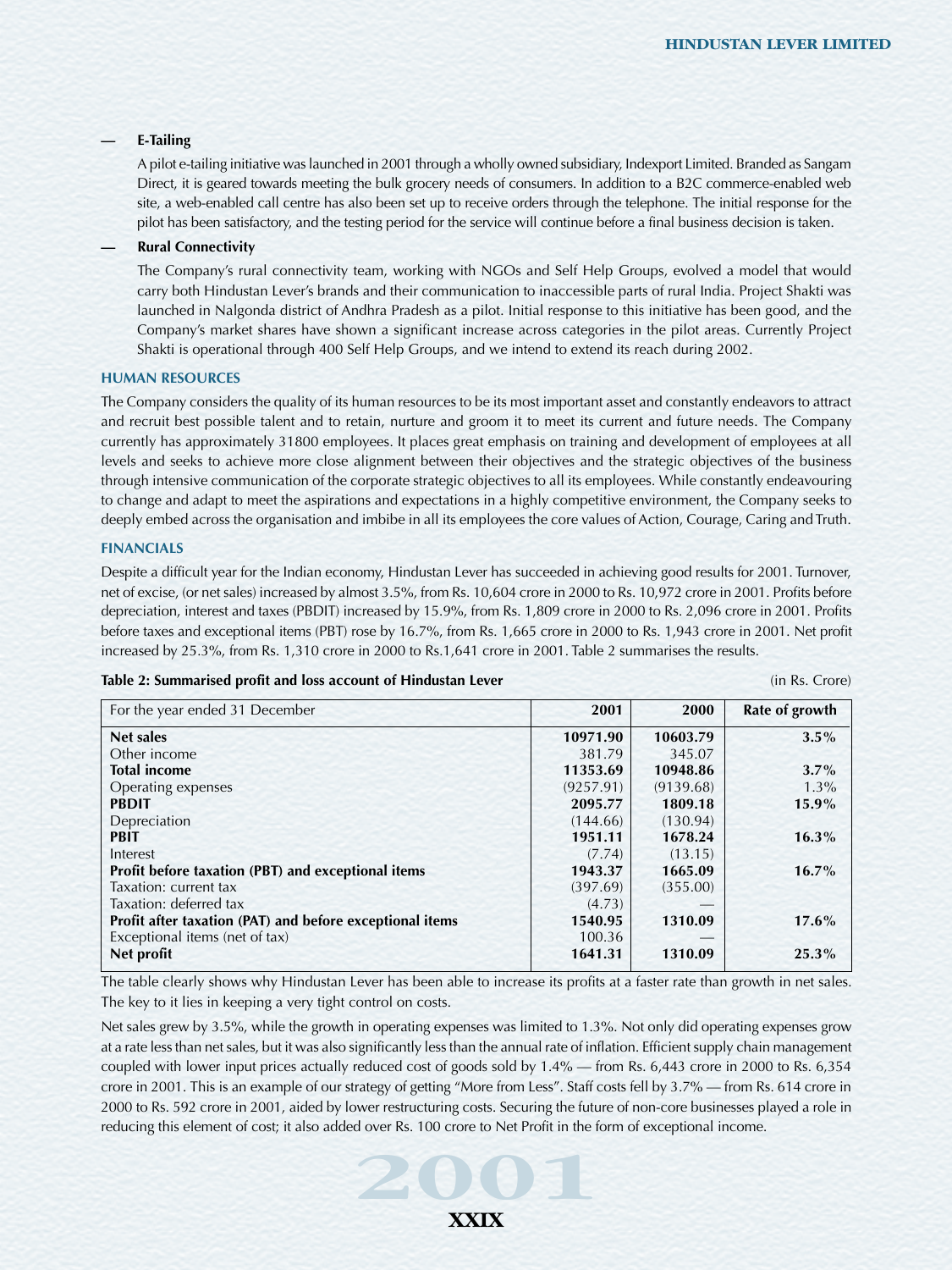— **E-Tailing**

A pilot e-tailing initiative was launched in 2001 through a wholly owned subsidiary, Indexport Limited. Branded as Sangam Direct, it is geared towards meeting the bulk grocery needs of consumers. In addition to a B2C commerce-enabled web site, a web-enabled call centre has also been set up to receive orders through the telephone. The initial response for the pilot has been satisfactory, and the testing period for the service will continue before a final business decision is taken.

— **Rural Connectivity**

The Company's rural connectivity team, working with NGOs and Self Help Groups, evolved a model that would carry both Hindustan Lever's brands and their communication to inaccessible parts of rural India. Project Shakti was launched in Nalgonda district of Andhra Pradesh as a pilot. Initial response to this initiative has been good, and the Company's market shares have shown a significant increase across categories in the pilot areas. Currently Project Shakti is operational through 400 Self Help Groups, and we intend to extend its reach during 2002.

## HUMAN RESOURCES

The Company considers the quality of its human resources to be its most important asset and constantly endeavors to attract and recruit best possible talent and to retain, nurture and groom it to meet its current and future needs. The Company currently has approximately 31800 employees. It places great emphasis on training and development of employees at all levels and seeks to achieve more close alignment between their objectives and the strategic objectives of the business through intensive communication of the corporate strategic objectives to all its employees. While constantly endeavouring to change and adapt to meet the aspirations and expectations in a highly competitive environment, the Company seeks to deeply embed across the organisation and imbibe in all its employees the core values of Action, Courage, Caring and Truth.

## FINANCIALS

Despite a difficult year for the Indian economy, Hindustan Lever has succeeded in achieving good results for 2001. Turnover, net of excise, (or net sales) increased by almost 3.5%, from Rs. 10,604 crore in 2000 to Rs. 10,972 crore in 2001. Profits before depreciation, interest and taxes (PBDIT) increased by 15.9%, from Rs. 1,809 crore in 2000 to Rs. 2,096 crore in 2001. Profits before taxes and exceptional items (PBT) rose by 16.7%, from Rs. 1,665 crore in 2000 to Rs. 1,943 crore in 2001. Net profit increased by 25.3%, from Rs. 1,310 crore in 2000 to Rs.1,641 crore in 2001. Table 2 summarises the results.

**Table 2: Summarised profit and loss account of Hindustan Lever** (in Rs. Crore)

| For the year ended 31 December | 2001 | 2000 | Rate of growth |
|---|---|---|---|
| **Net sales** | **10971.90** | **10603.79** | **3.5%** |
| Other income | 381.79 | 345.07 | |
| **Total income** | **11353.69** | **10948.86** | **3.7%** |
| Operating expenses | (9257.91) | (9139.68) | 1.3% |
| **PBDIT** | **2095.77** | **1809.18** | **15.9%** |
| Depreciation | (144.66) | (130.94) | |
| **PBIT** | **1951.11** | **1678.24** | **16.3%** |
| Interest | (7.74) | (13.15) | |
| **Profit before taxation (PBT) and exceptional items** | **1943.37** | **1665.09** | **16.7%** |
| Taxation: current tax | (397.69) | (355.00) | |
| Taxation: deferred tax | (4.73) | — | |
| **Profit after taxation (PAT) and before exceptional items** | **1540.95** | **1310.09** | **17.6%** |
| Exceptional items (net of tax) | 100.36 | — | |
| **Net profit** | **1641.31** | **1310.09** | **25.3%** |

The table clearly shows why Hindustan Lever has been able to increase its profits at a faster rate than growth in net sales. The key to it lies in keeping a very tight control on costs.

Net sales grew by 3.5%, while the growth in operating expenses was limited to 1.3%. Not only did operating expenses grow at a rate less than net sales, but it was also significantly less than the annual rate of inflation. Efficient supply chain management coupled with lower input prices actually reduced cost of goods sold by 1.4% — from Rs. 6,443 crore in 2000 to Rs. 6,354 crore in 2001. This is an example of our strategy of getting "More from Less". Staff costs fell by 3.7% — from Rs. 614 crore in 2000 to Rs. 592 crore in 2001, aided by lower restructuring costs. Securing the future of non-core businesses played a role in reducing this element of cost; it also added over Rs. 100 crore to Net Profit in the form of exceptional income.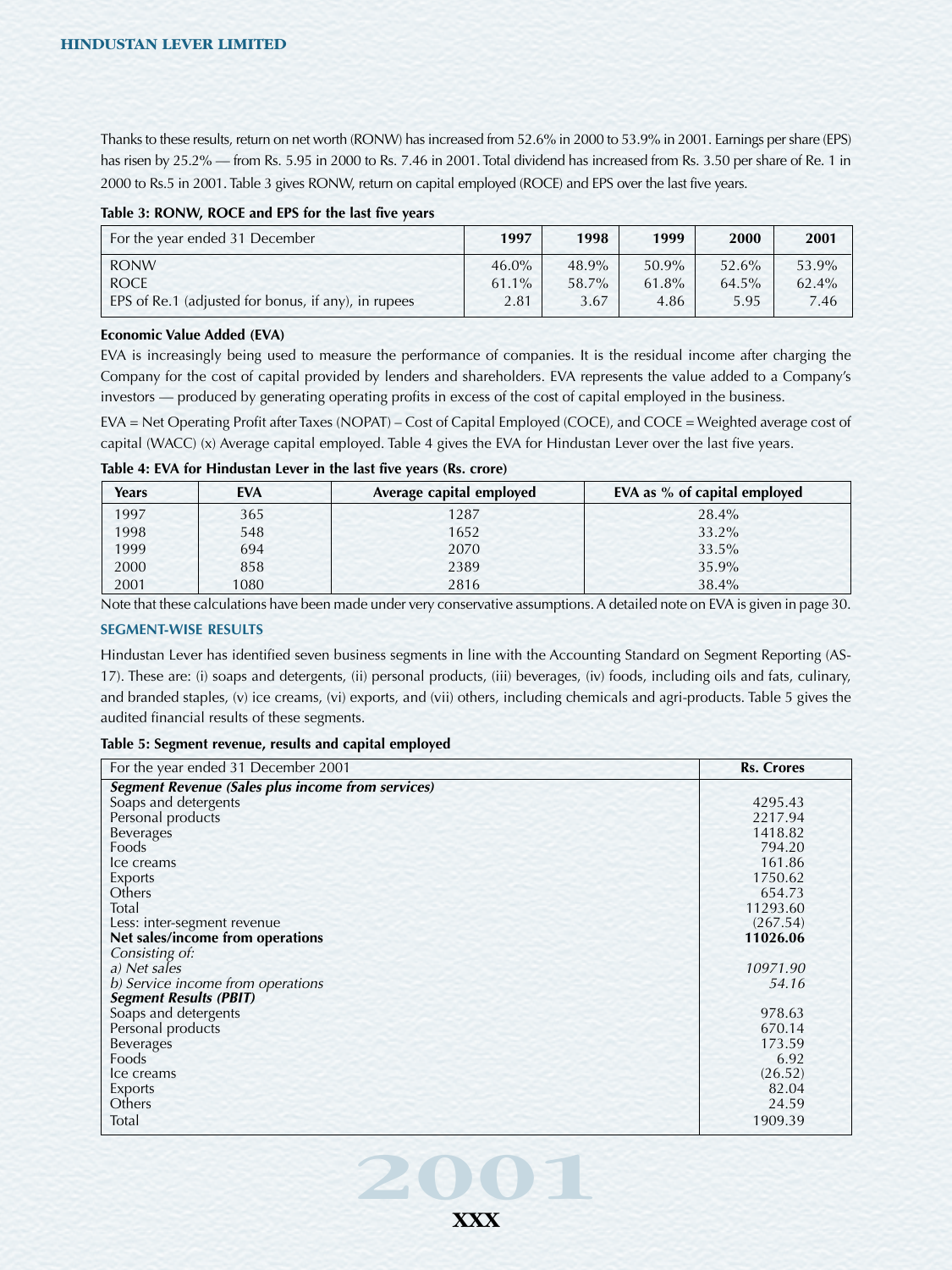Thanks to these results, return on net worth (RONW) has increased from 52.6% in 2000 to 53.9% in 2001. Earnings per share (EPS) has risen by 25.2% — from Rs. 5.95 in 2000 to Rs. 7.46 in 2001. Total dividend has increased from Rs. 3.50 per share of Re. 1 in 2000 to Rs.5 in 2001. Table 3 gives RONW, return on capital employed (ROCE) and EPS over the last five years.

**Table 3: RONW, ROCE and EPS for the last five years**

| For the year ended 31 December | 1997 | 1998 | 1999 | 2000 | 2001 |
|---|---|---|---|---|---|
| RONW | 46.0% | 48.9% | 50.9% | 52.6% | 53.9% |
| ROCE | 61.1% | 58.7% | 61.8% | 64.5% | 62.4% |
| EPS of Re.1 (adjusted for bonus, if any), in rupees | 2.81 | 3.67 | 4.86 | 5.95 | 7.46 |

**Economic Value Added (EVA)**

EVA is increasingly being used to measure the performance of companies. It is the residual income after charging the Company for the cost of capital provided by lenders and shareholders. EVA represents the value added to a Company's investors — produced by generating operating profits in excess of the cost of capital employed in the business.

EVA = Net Operating Profit after Taxes (NOPAT) – Cost of Capital Employed (COCE), and COCE = Weighted average cost of capital (WACC) (x) Average capital employed. Table 4 gives the EVA for Hindustan Lever over the last five years.

**Table 4: EVA for Hindustan Lever in the last five years (Rs. crore)**

| Years | EVA | Average capital employed | EVA as % of capital employed |
|---|---|---|---|
| 1997 | 365 | 1287 | 28.4% |
| 1998 | 548 | 1652 | 33.2% |
| 1999 | 694 | 2070 | 33.5% |
| 2000 | 858 | 2389 | 35.9% |
| 2001 | 1080 | 2816 | 38.4% |

Note that these calculations have been made under very conservative assumptions. A detailed note on EVA is given in page 30.

## SEGMENT-WISE RESULTS

Hindustan Lever has identified seven business segments in line with the Accounting Standard on Segment Reporting (AS-17). These are: (i) soaps and detergents, (ii) personal products, (iii) beverages, (iv) foods, including oils and fats, culinary, and branded staples, (v) ice creams, (vi) exports, and (vii) others, including chemicals and agri-products. Table 5 gives the audited financial results of these segments.

**Table 5: Segment revenue, results and capital employed**

| For the year ended 31 December 2001 | Rs. Crores |
|---|---|
| ***Segment Revenue (Sales plus income from services)*** | |
| Soaps and detergents | 4295.43 |
| Personal products | 2217.94 |
| Beverages | 1418.82 |
| Foods | 794.20 |
| Ice creams | 161.86 |
| Exports | 1750.62 |
| Others | 654.73 |
| Total | 11293.60 |
| Less: inter-segment revenue | (267.54) |
| **Net sales/income from operations** | **11026.06** |
| *Consisting of:* | |
| *a) Net sales* | *10971.90* |
| *b) Service income from operations* | *54.16* |
| ***Segment Results (PBIT)*** | |
| Soaps and detergents | 978.63 |
| Personal products | 670.14 |
| Beverages | 173.59 |
| Foods | 6.92 |
| Ice creams | (26.52) |
| Exports | 82.04 |
| Others | 24.59 |
| Total | 1909.39 |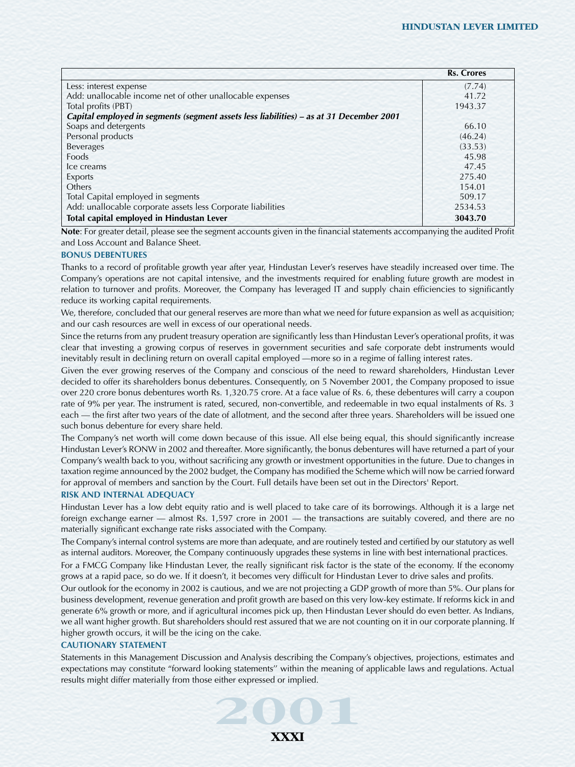| | Rs. Crores |
|---|---|
| Less: interest expense | (7.74) |
| Add: unallocable income net of other unallocable expenses | 41.72 |
| Total profits (PBT) | 1943.37 |
| ***Capital employed in segments (segment assets less liabilities) – as at 31 December 2001*** | |
| Soaps and detergents | 66.10 |
| Personal products | (46.24) |
| Beverages | (33.53) |
| Foods | 45.98 |
| Ice creams | 47.45 |
| Exports | 275.40 |
| Others | 154.01 |
| Total Capital employed in segments | 509.17 |
| Add: unallocable corporate assets less Corporate liabilities | 2534.53 |
| **Total capital employed in Hindustan Lever** | **3043.70** |

**Note**: For greater detail, please see the segment accounts given in the financial statements accompanying the audited Profit and Loss Account and Balance Sheet.

## BONUS DEBENTURES

Thanks to a record of profitable growth year after year, Hindustan Lever's reserves have steadily increased over time. The Company's operations are not capital intensive, and the investments required for enabling future growth are modest in relation to turnover and profits. Moreover, the Company has leveraged IT and supply chain efficiencies to significantly reduce its working capital requirements.

We, therefore, concluded that our general reserves are more than what we need for future expansion as well as acquisition; and our cash resources are well in excess of our operational needs.

Since the returns from any prudent treasury operation are significantly less than Hindustan Lever's operational profits, it was clear that investing a growing corpus of reserves in government securities and safe corporate debt instruments would inevitably result in declining return on overall capital employed —more so in a regime of falling interest rates.

Given the ever growing reserves of the Company and conscious of the need to reward shareholders, Hindustan Lever decided to offer its shareholders bonus debentures. Consequently, on 5 November 2001, the Company proposed to issue over 220 crore bonus debentures worth Rs. 1,320.75 crore. At a face value of Rs. 6, these debentures will carry a coupon rate of 9% per year. The instrument is rated, secured, non-convertible, and redeemable in two equal instalments of Rs. 3 each — the first after two years of the date of allotment, and the second after three years. Shareholders will be issued one such bonus debenture for every share held.

The Company's net worth will come down because of this issue. All else being equal, this should significantly increase Hindustan Lever's RONW in 2002 and thereafter. More significantly, the bonus debentures will have returned a part of your Company's wealth back to you, without sacrificing any growth or investment opportunities in the future. Due to changes in taxation regime announced by the 2002 budget, the Company has modified the Scheme which will now be carried forward for approval of members and sanction by the Court. Full details have been set out in the Directors' Report.

## RISK AND INTERNAL ADEQUACY

Hindustan Lever has a low debt equity ratio and is well placed to take care of its borrowings. Although it is a large net foreign exchange earner — almost Rs. 1,597 crore in 2001 — the transactions are suitably covered, and there are no materially significant exchange rate risks associated with the Company.

The Company's internal control systems are more than adequate, and are routinely tested and certified by our statutory as well as internal auditors. Moreover, the Company continuously upgrades these systems in line with best international practices.

For a FMCG Company like Hindustan Lever, the really significant risk factor is the state of the economy. If the economy grows at a rapid pace, so do we. If it doesn't, it becomes very difficult for Hindustan Lever to drive sales and profits.

Our outlook for the economy in 2002 is cautious, and we are not projecting a GDP growth of more than 5%. Our plans for business development, revenue generation and profit growth are based on this very low-key estimate. If reforms kick in and generate 6% growth or more, and if agricultural incomes pick up, then Hindustan Lever should do even better. As Indians, we all want higher growth. But shareholders should rest assured that we are not counting on it in our corporate planning. If higher growth occurs, it will be the icing on the cake.

## CAUTIONARY STATEMENT

Statements in this Management Discussion and Analysis describing the Company's objectives, projections, estimates and expectations may constitute "forward looking statements" within the meaning of applicable laws and regulations. Actual results might differ materially from those either expressed or implied.